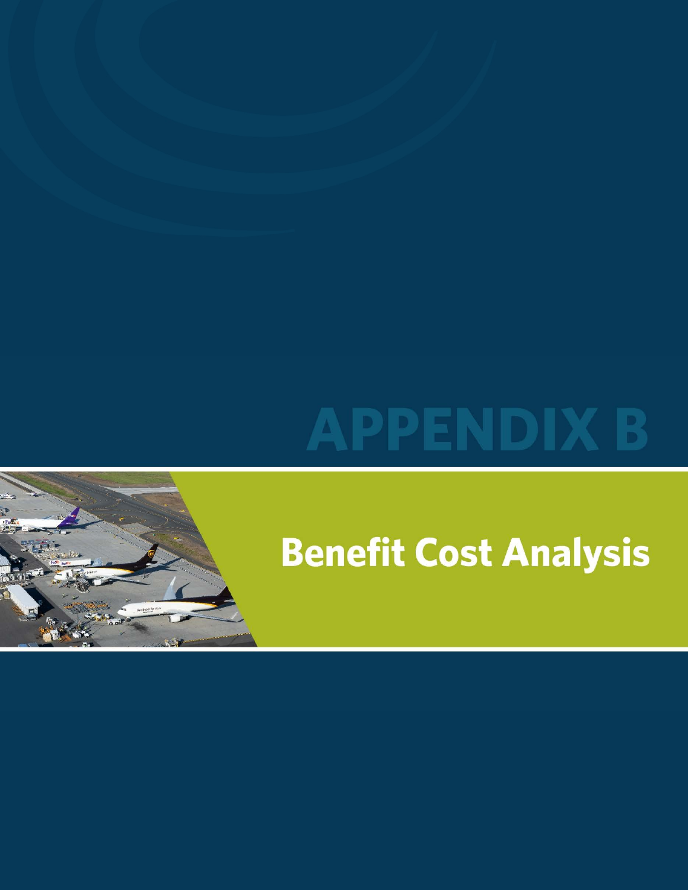# APPENDIX B

## Benefit Cost Analysis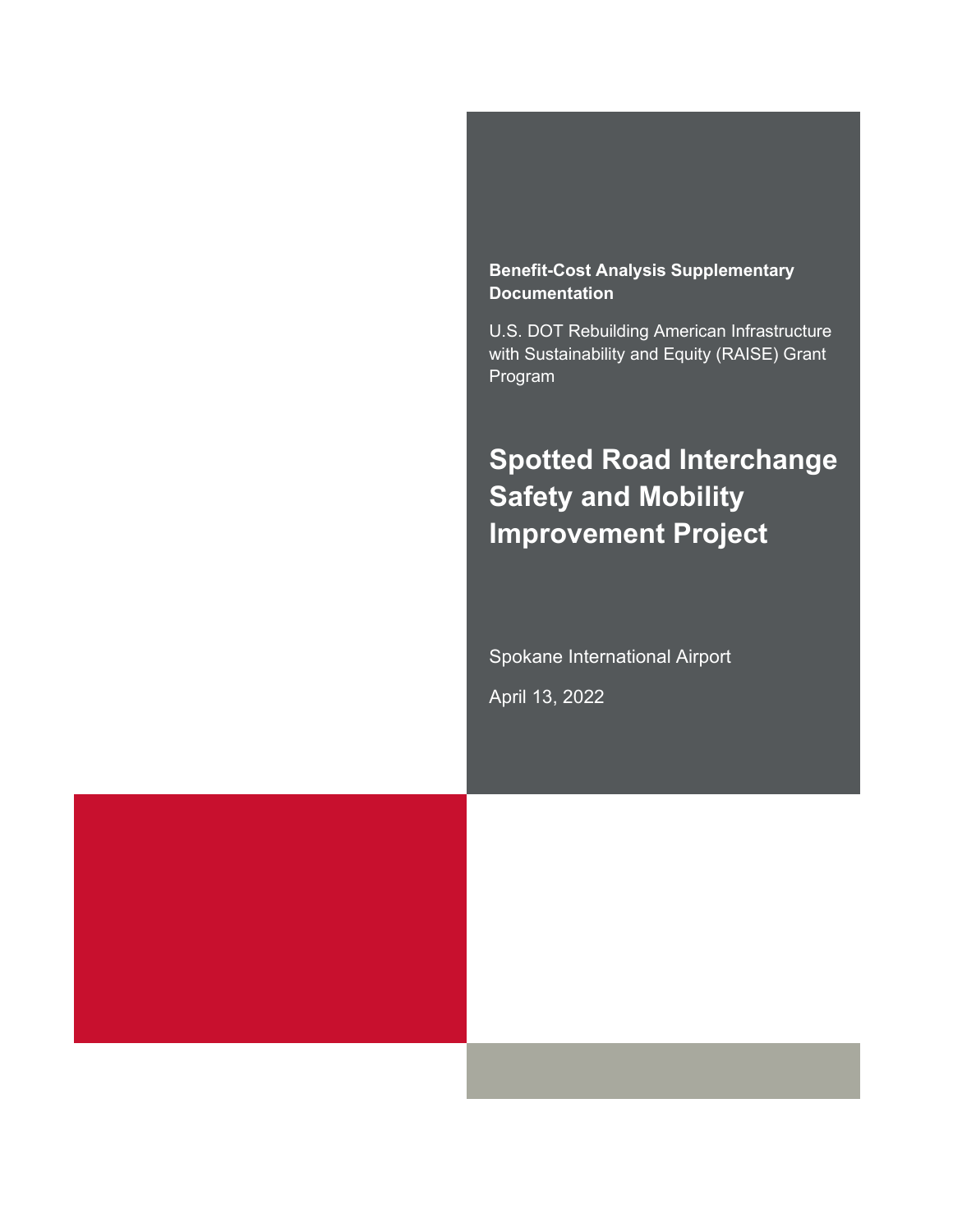**Benefit-Cost Analysis Supplementary Documentation**

U.S. DOT Rebuilding American Infrastructure with Sustainability and Equity (RAISE) Grant Program

# Spotted Road Interchange Safety and Mobility Improvement Project

Spokane International Airport

April 13, 2022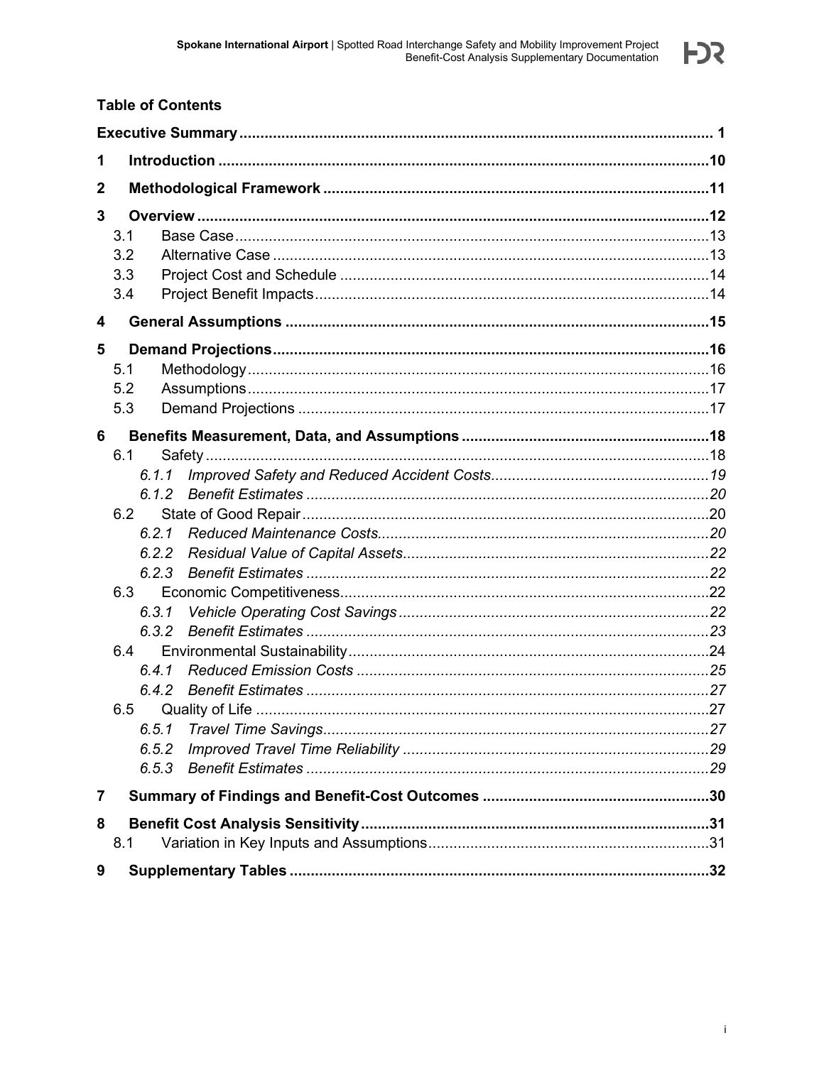## Table of Contents

**Executive Summary** ..... **1**

**1 Introduction** ..... **10**

**2 Methodological Framework** ..... **11**

**3 Overview** ..... **12**

- 3.1 Base Case ..... 13
- 3.2 Alternative Case ..... 13
- 3.3 Project Cost and Schedule ..... 14
- 3.4 Project Benefit Impacts ..... 14

**4 General Assumptions** ..... **15**

**5 Demand Projections** ..... **16**

- 5.1 Methodology ..... 16
- 5.2 Assumptions ..... 17
- 5.3 Demand Projections ..... 17

**6 Benefits Measurement, Data, and Assumptions** ..... **18**

- 6.1 Safety ..... 18
  - *6.1.1 Improved Safety and Reduced Accident Costs* ..... *19*
  - *6.1.2 Benefit Estimates* ..... *20*
- 6.2 State of Good Repair ..... 20
  - *6.2.1 Reduced Maintenance Costs* ..... *20*
  - *6.2.2 Residual Value of Capital Assets* ..... *22*
  - *6.2.3 Benefit Estimates* ..... *22*
- 6.3 Economic Competitiveness ..... 22
  - *6.3.1 Vehicle Operating Cost Savings* ..... *22*
  - *6.3.2 Benefit Estimates* ..... *23*
- 6.4 Environmental Sustainability ..... 24
  - *6.4.1 Reduced Emission Costs* ..... *25*
  - *6.4.2 Benefit Estimates* ..... *27*
- 6.5 Quality of Life ..... 27
  - *6.5.1 Travel Time Savings* ..... *27*
  - *6.5.2 Improved Travel Time Reliability* ..... *29*
  - *6.5.3 Benefit Estimates* ..... *29*

**7 Summary of Findings and Benefit-Cost Outcomes** ..... **30**

**8 Benefit Cost Analysis Sensitivity** ..... **31**

- 8.1 Variation in Key Inputs and Assumptions ..... 31

**9 Supplementary Tables** ..... **32**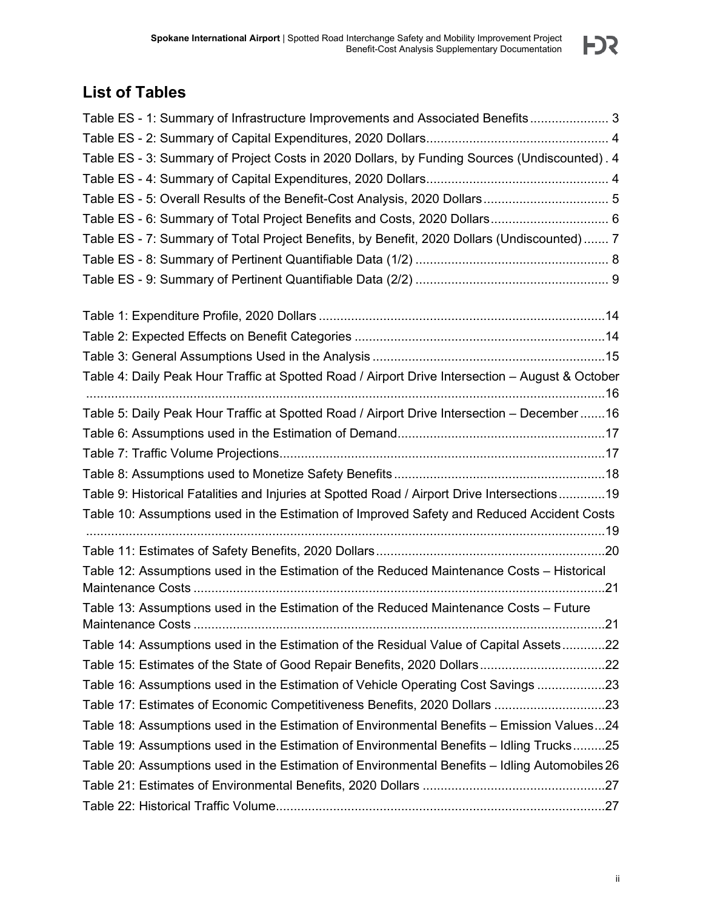## List of Tables

Table ES - 1: Summary of Infrastructure Improvements and Associated Benefits ...................... 3
Table ES - 2: Summary of Capital Expenditures, 2020 Dollars................................................... 4
Table ES - 3: Summary of Project Costs in 2020 Dollars, by Funding Sources (Undiscounted) . 4
Table ES - 4: Summary of Capital Expenditures, 2020 Dollars................................................... 4
Table ES - 5: Overall Results of the Benefit-Cost Analysis, 2020 Dollars ................................... 5
Table ES - 6: Summary of Total Project Benefits and Costs, 2020 Dollars.................................. 6
Table ES - 7: Summary of Total Project Benefits, by Benefit, 2020 Dollars (Undiscounted) ....... 7
Table ES - 8: Summary of Pertinent Quantifiable Data (1/2) ...................................................... 8
Table ES - 9: Summary of Pertinent Quantifiable Data (2/2) ...................................................... 9

Table 1: Expenditure Profile, 2020 Dollars ................................................................................14
Table 2: Expected Effects on Benefit Categories ......................................................................14
Table 3: General Assumptions Used in the Analysis .................................................................15
Table 4: Daily Peak Hour Traffic at Spotted Road / Airport Drive Intersection – August & October ..................................................................................................................................16
Table 5: Daily Peak Hour Traffic at Spotted Road / Airport Drive Intersection – December .......16
Table 6: Assumptions used in the Estimation of Demand..........................................................17
Table 7: Traffic Volume Projections...........................................................................................17
Table 8: Assumptions used to Monetize Safety Benefits ...........................................................18
Table 9: Historical Fatalities and Injuries at Spotted Road / Airport Drive Intersections.............19
Table 10: Assumptions used in the Estimation of Improved Safety and Reduced Accident Costs ..................................................................................................................................19
Table 11: Estimates of Safety Benefits, 2020 Dollars ................................................................20
Table 12: Assumptions used in the Estimation of the Reduced Maintenance Costs – Historical Maintenance Costs ...................................................................................................................21
Table 13: Assumptions used in the Estimation of the Reduced Maintenance Costs – Future Maintenance Costs ...................................................................................................................21
Table 14: Assumptions used in the Estimation of the Residual Value of Capital Assets............22
Table 15: Estimates of the State of Good Repair Benefits, 2020 Dollars...................................22
Table 16: Assumptions used in the Estimation of Vehicle Operating Cost Savings ...................23
Table 17: Estimates of Economic Competitiveness Benefits, 2020 Dollars ...............................23
Table 18: Assumptions used in the Estimation of Environmental Benefits – Emission Values...24
Table 19: Assumptions used in the Estimation of Environmental Benefits – Idling Trucks.........25
Table 20: Assumptions used in the Estimation of Environmental Benefits – Idling Automobiles 26
Table 21: Estimates of Environmental Benefits, 2020 Dollars ...................................................27
Table 22: Historical Traffic Volume............................................................................................27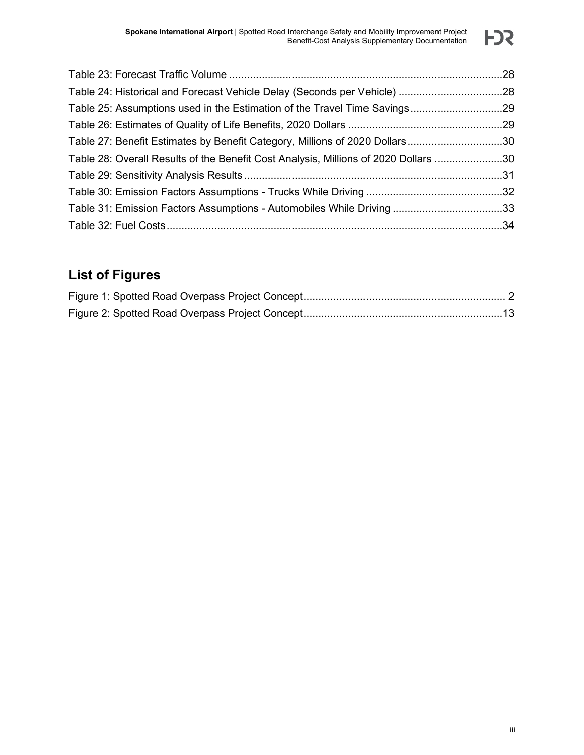Table 23: Forecast Traffic Volume ............................................................................................28
Table 24: Historical and Forecast Vehicle Delay (Seconds per Vehicle) ...................................28
Table 25: Assumptions used in the Estimation of the Travel Time Savings...............................29
Table 26: Estimates of Quality of Life Benefits, 2020 Dollars ....................................................29
Table 27: Benefit Estimates by Benefit Category, Millions of 2020 Dollars................................30
Table 28: Overall Results of the Benefit Cost Analysis, Millions of 2020 Dollars .......................30
Table 29: Sensitivity Analysis Results.......................................................................................31
Table 30: Emission Factors Assumptions - Trucks While Driving..............................................32
Table 31: Emission Factors Assumptions - Automobiles While Driving .....................................33
Table 32: Fuel Costs.................................................................................................................34

## List of Figures

Figure 1: Spotted Road Overpass Project Concept.................................................................... 2
Figure 2: Spotted Road Overpass Project Concept...................................................................13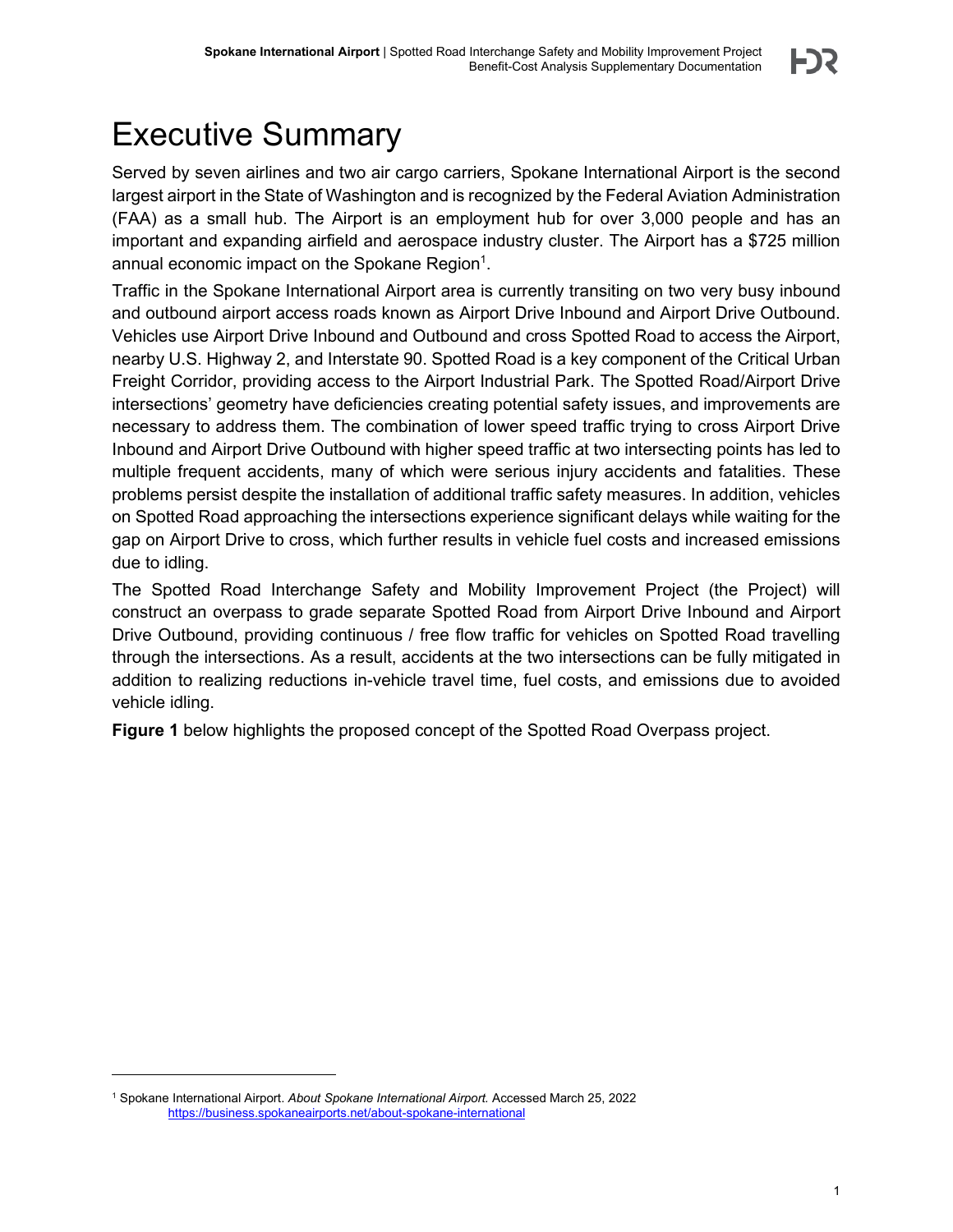# Executive Summary

Served by seven airlines and two air cargo carriers, Spokane International Airport is the second largest airport in the State of Washington and is recognized by the Federal Aviation Administration (FAA) as a small hub. The Airport is an employment hub for over 3,000 people and has an important and expanding airfield and aerospace industry cluster. The Airport has a $725 million annual economic impact on the Spokane Region[1].

Traffic in the Spokane International Airport area is currently transiting on two very busy inbound and outbound airport access roads known as Airport Drive Inbound and Airport Drive Outbound. Vehicles use Airport Drive Inbound and Outbound and cross Spotted Road to access the Airport, nearby U.S. Highway 2, and Interstate 90. Spotted Road is a key component of the Critical Urban Freight Corridor, providing access to the Airport Industrial Park. The Spotted Road/Airport Drive intersections' geometry have deficiencies creating potential safety issues, and improvements are necessary to address them. The combination of lower speed traffic trying to cross Airport Drive Inbound and Airport Drive Outbound with higher speed traffic at two intersecting points has led to multiple frequent accidents, many of which were serious injury accidents and fatalities. These problems persist despite the installation of additional traffic safety measures. In addition, vehicles on Spotted Road approaching the intersections experience significant delays while waiting for the gap on Airport Drive to cross, which further results in vehicle fuel costs and increased emissions due to idling.

The Spotted Road Interchange Safety and Mobility Improvement Project (the Project) will construct an overpass to grade separate Spotted Road from Airport Drive Inbound and Airport Drive Outbound, providing continuous / free flow traffic for vehicles on Spotted Road travelling through the intersections. As a result, accidents at the two intersections can be fully mitigated in addition to realizing reductions in-vehicle travel time, fuel costs, and emissions due to avoided vehicle idling.

**Figure 1** below highlights the proposed concept of the Spotted Road Overpass project.

[1] Spokane International Airport. *About Spokane International Airport.* Accessed March 25, 2022 https://business.spokaneairports.net/about-spokane-international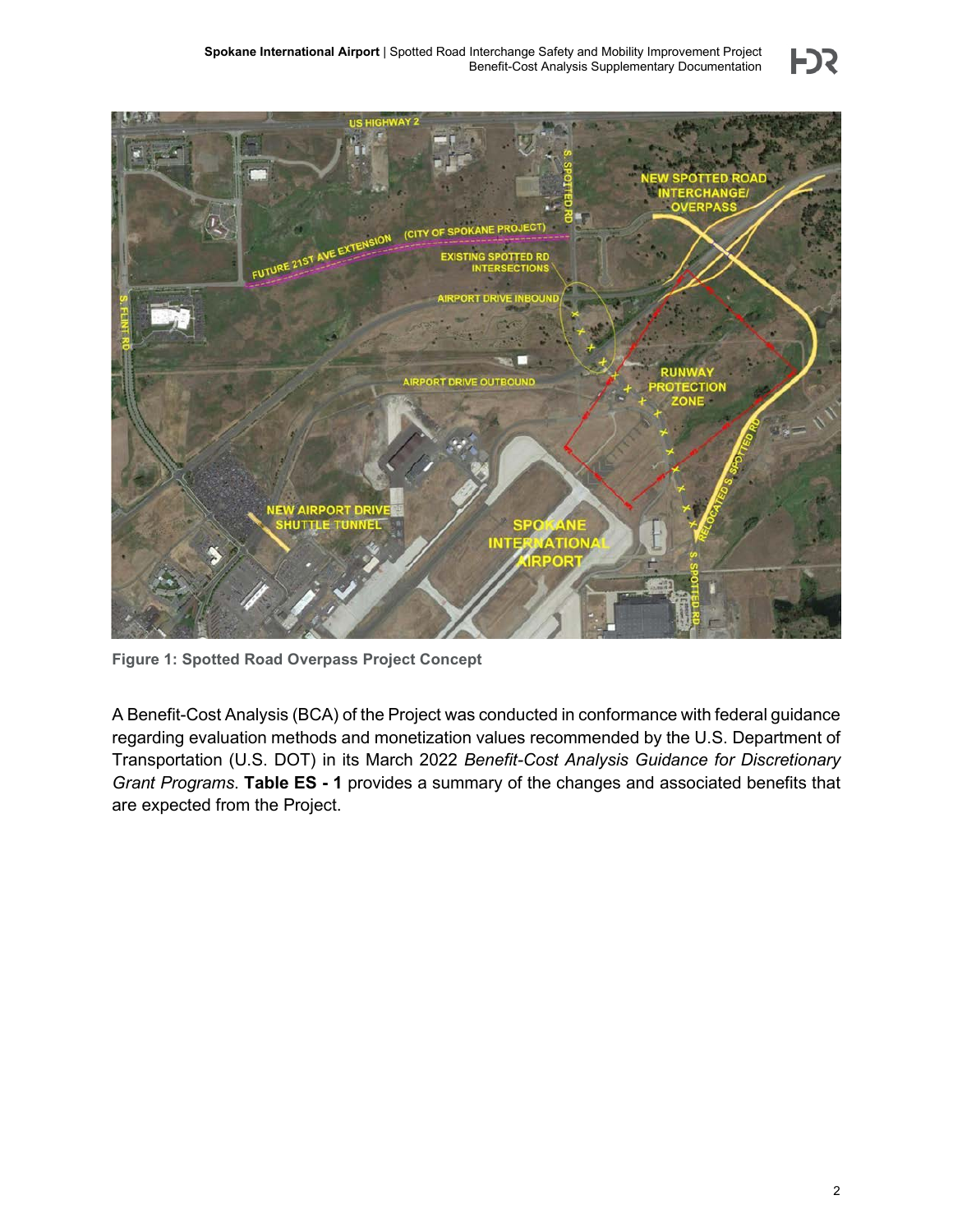Figure 1: Spotted Road Overpass Project Concept

A Benefit-Cost Analysis (BCA) of the Project was conducted in conformance with federal guidance regarding evaluation methods and monetization values recommended by the U.S. Department of Transportation (U.S. DOT) in its March 2022 *Benefit-Cost Analysis Guidance for Discretionary Grant Programs*. **Table ES - 1** provides a summary of the changes and associated benefits that are expected from the Project.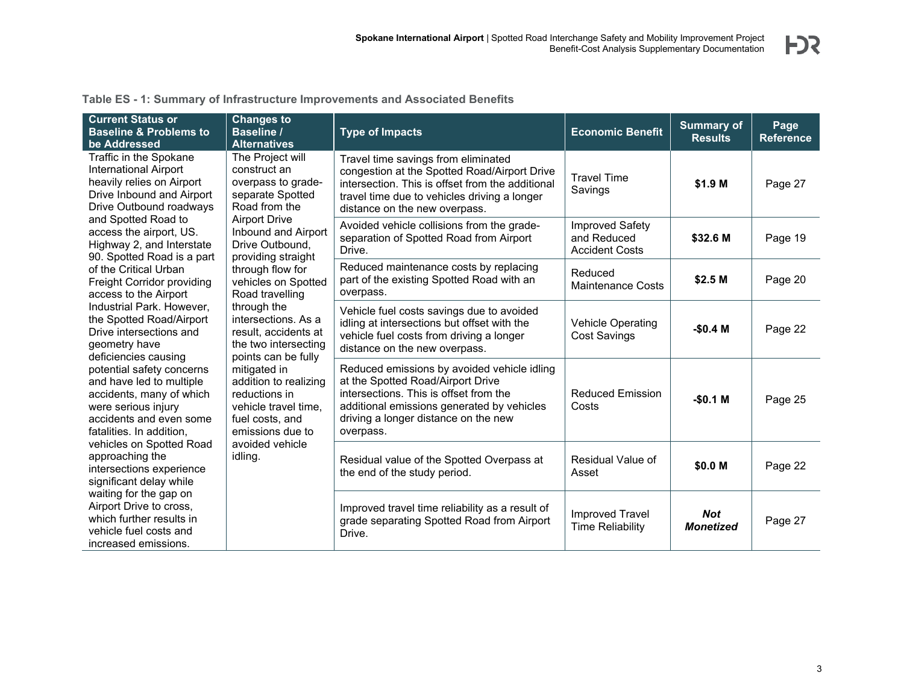**Table ES - 1: Summary of Infrastructure Improvements and Associated Benefits**

| Current Status or Baseline & Problems to be Addressed | Changes to Baseline / Alternatives | Type of Impacts | Economic Benefit | Summary of Results | Page Reference |
|---|---|---|---|---|---|
| Traffic in the Spokane International Airport heavily relies on Airport Drive Inbound and Airport Drive Outbound roadways and Spotted Road to access the airport, US. Highway 2, and Interstate 90. Spotted Road is a part of the Critical Urban Freight Corridor providing access to the Airport Industrial Park. However, the Spotted Road/Airport Drive intersections and geometry have deficiencies causing potential safety concerns and have led to multiple accidents, many of which were serious injury accidents and even some fatalities. In addition, vehicles on Spotted Road approaching the intersections experience significant delay while waiting for the gap on Airport Drive to cross, which further results in vehicle fuel costs and increased emissions. | The Project will construct an overpass to grade-separate Spotted Road from the Airport Drive Inbound and Airport Drive Outbound, providing straight through flow for vehicles on Spotted Road travelling through the intersections. As a result, accidents at the two intersecting points can be fully mitigated in addition to realizing reductions in vehicle travel time, fuel costs, and emissions due to avoided vehicle idling. | Travel time savings from eliminated congestion at the Spotted Road/Airport Drive intersection. This is offset from the additional travel time due to vehicles driving a longer distance on the new overpass. | Travel Time Savings | **$1.9 M** | Page 27 |
| | | Avoided vehicle collisions from the grade-separation of Spotted Road from Airport Drive. | Improved Safety and Reduced Accident Costs | **$32.6 M** | Page 19 |
| | | Reduced maintenance costs by replacing part of the existing Spotted Road with an overpass. | Reduced Maintenance Costs | **$2.5 M** | Page 20 |
| | | Vehicle fuel costs savings due to avoided idling at intersections but offset with the vehicle fuel costs from driving a longer distance on the new overpass. | Vehicle Operating Cost Savings | **-$0.4 M** | Page 22 |
| | | Reduced emissions by avoided vehicle idling at the Spotted Road/Airport Drive intersections. This is offset from the additional emissions generated by vehicles driving a longer distance on the new overpass. | Reduced Emission Costs | **-$0.1 M** | Page 25 |
| | | Residual value of the Spotted Overpass at the end of the study period. | Residual Value of Asset | **$0.0 M** | Page 22 |
| | | Improved travel time reliability as a result of grade separating Spotted Road from Airport Drive. | Improved Travel Time Reliability | ***Not Monetized*** | Page 27 |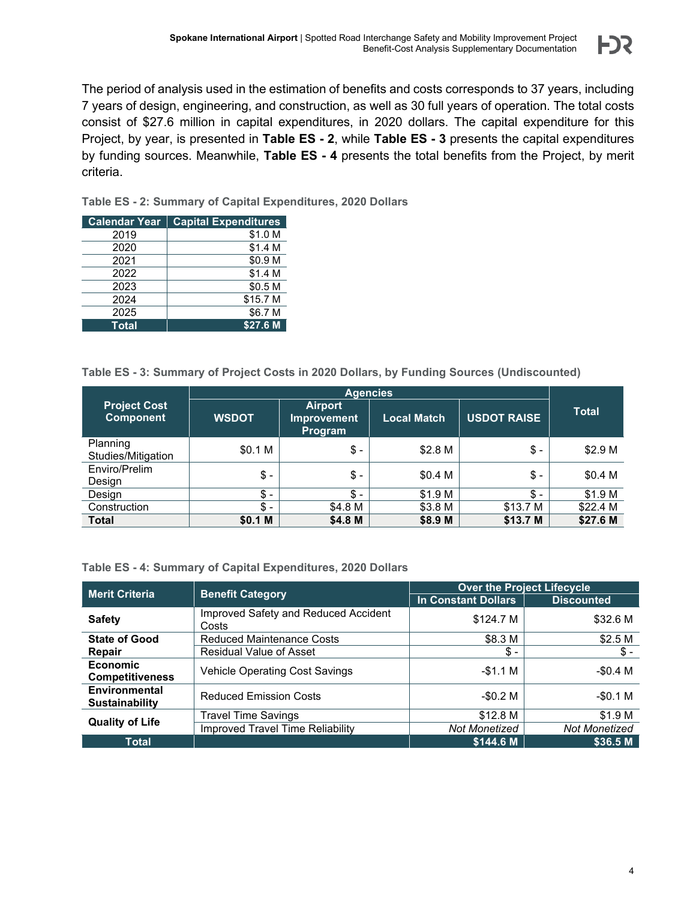The period of analysis used in the estimation of benefits and costs corresponds to 37 years, including 7 years of design, engineering, and construction, as well as 30 full years of operation. The total costs consist of $27.6 million in capital expenditures, in 2020 dollars. The capital expenditure for this Project, by year, is presented in **Table ES - 2**, while **Table ES - 3** presents the capital expenditures by funding sources. Meanwhile, **Table ES - 4** presents the total benefits from the Project, by merit criteria.

**Table ES - 2: Summary of Capital Expenditures, 2020 Dollars**

| Calendar Year | Capital Expenditures |
|---|---|
| 2019 | $1.0 M |
| 2020 | $1.4 M |
| 2021 | $0.9 M |
| 2022 | $1.4 M |
| 2023 | $0.5 M |
| 2024 | $15.7 M |
| 2025 | $6.7 M |
| **Total** | **$27.6 M** |

**Table ES - 3: Summary of Project Costs in 2020 Dollars, by Funding Sources (Undiscounted)**

| Project Cost Component | Agencies | | | | Total |
|---|---|---|---|---|---|
| | WSDOT | Airport Improvement Program | Local Match | USDOT RAISE | |
| Planning Studies/Mitigation | $0.1 M | $ - | $2.8 M | $ - | $2.9 M |
| Enviro/Prelim Design | $ - | $ - | $0.4 M | $ - | $0.4 M |
| Design | $ - | $ - | $1.9 M | $ - | $1.9 M |
| Construction | $ - | $4.8 M | $3.8 M | $13.7 M | $22.4 M |
| **Total** | **$0.1 M** | **$4.8 M** | **$8.9 M** | **$13.7 M** | **$27.6 M** |

**Table ES - 4: Summary of Capital Expenditures, 2020 Dollars**

| Merit Criteria | Benefit Category | Over the Project Lifecycle | |
|---|---|---|---|
| | | In Constant Dollars | Discounted |
| **Safety** | Improved Safety and Reduced Accident Costs | $124.7 M | $32.6 M |
| **State of Good Repair** | Reduced Maintenance Costs | $8.3 M | $2.5 M |
| | Residual Value of Asset | $ - | $ - |
| **Economic Competitiveness** | Vehicle Operating Cost Savings | -$1.1 M | -$0.4 M |
| **Environmental Sustainability** | Reduced Emission Costs | -$0.2 M | -$0.1 M |
| **Quality of Life** | Travel Time Savings | $12.8 M | $1.9 M |
| | Improved Travel Time Reliability | *Not Monetized* | *Not Monetized* |
| **Total** | | **$144.6 M** | **$36.5 M** |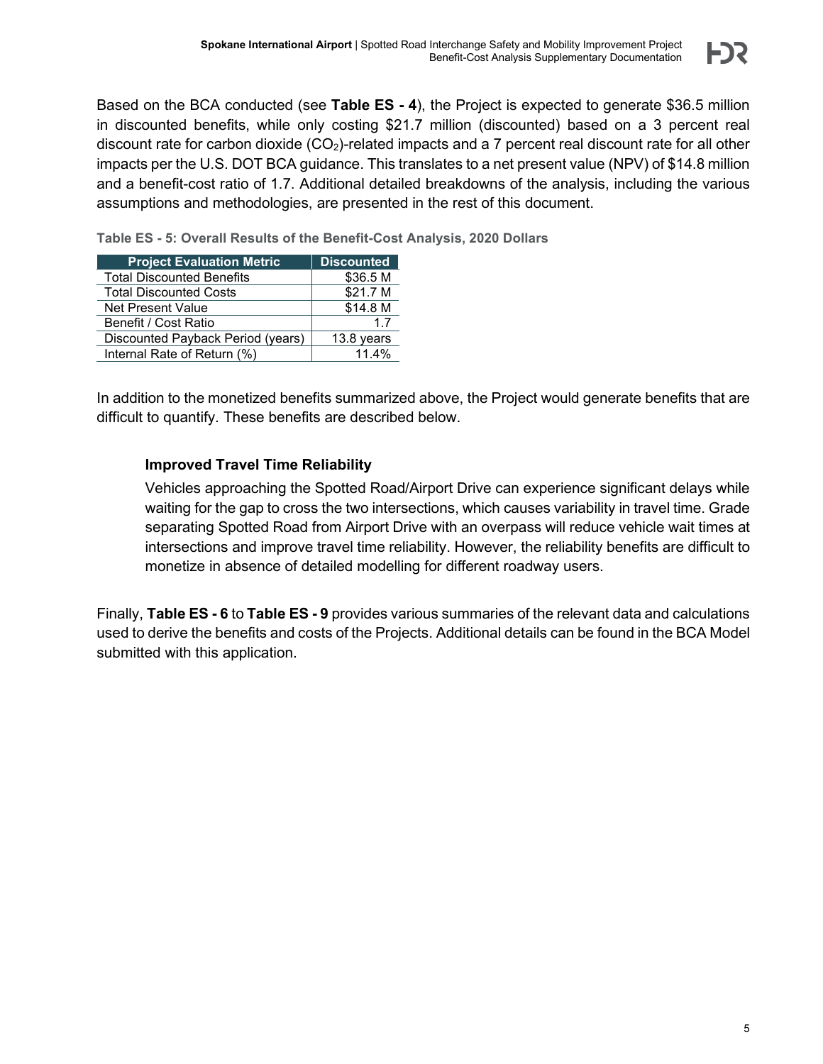Based on the BCA conducted (see **Table ES - 4**), the Project is expected to generate $36.5 million in discounted benefits, while only costing $21.7 million (discounted) based on a 3 percent real discount rate for carbon dioxide ($CO_2$)-related impacts and a 7 percent real discount rate for all other impacts per the U.S. DOT BCA guidance. This translates to a net present value (NPV) of $14.8 million and a benefit-cost ratio of 1.7. Additional detailed breakdowns of the analysis, including the various assumptions and methodologies, are presented in the rest of this document.

**Table ES - 5: Overall Results of the Benefit-Cost Analysis, 2020 Dollars**

| Project Evaluation Metric | Discounted |
|---|---|
| Total Discounted Benefits | $36.5 M |
| Total Discounted Costs | $21.7 M |
| Net Present Value | $14.8 M |
| Benefit / Cost Ratio | 1.7 |
| Discounted Payback Period (years) | 13.8 years |
| Internal Rate of Return (%) | 11.4% |

In addition to the monetized benefits summarized above, the Project would generate benefits that are difficult to quantify. These benefits are described below.

**Improved Travel Time Reliability**

Vehicles approaching the Spotted Road/Airport Drive can experience significant delays while waiting for the gap to cross the two intersections, which causes variability in travel time. Grade separating Spotted Road from Airport Drive with an overpass will reduce vehicle wait times at intersections and improve travel time reliability. However, the reliability benefits are difficult to monetize in absence of detailed modelling for different roadway users.

Finally, **Table ES - 6** to **Table ES - 9** provides various summaries of the relevant data and calculations used to derive the benefits and costs of the Projects. Additional details can be found in the BCA Model submitted with this application.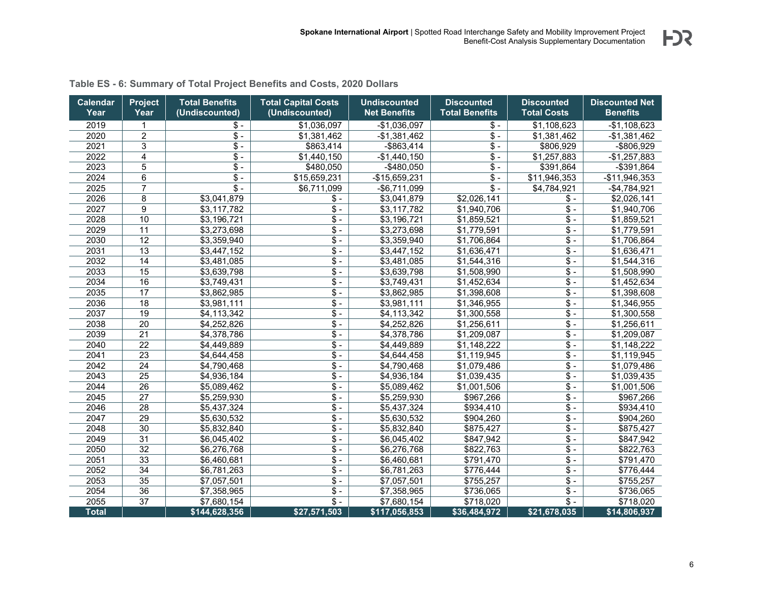**Table ES - 6: Summary of Total Project Benefits and Costs, 2020 Dollars**

| Calendar Year | Project Year | Total Benefits (Undiscounted) | Total Capital Costs (Undiscounted) | Undiscounted Net Benefits | Discounted Total Benefits | Discounted Total Costs | Discounted Net Benefits |
|---|---|---|---|---|---|---|---|
| 2019 | 1 | $ - | $1,036,097 | -$1,036,097 | $ - | $1,108,623 | -$1,108,623 |
| 2020 | 2 | $ - | $1,381,462 | -$1,381,462 | $ - | $1,381,462 | -$1,381,462 |
| 2021 | 3 | $ - | $863,414 | -$863,414 | $ - | $806,929 | -$806,929 |
| 2022 | 4 | $ - | $1,440,150 | -$1,440,150 | $ - | $1,257,883 | -$1,257,883 |
| 2023 | 5 | $ - | $480,050 | -$480,050 | $ - | $391,864 | -$391,864 |
| 2024 | 6 | $ - | $15,659,231 | -$15,659,231 | $ - | $11,946,353 | -$11,946,353 |
| 2025 | 7 | $ - | $6,711,099 | -$6,711,099 | $ - | $4,784,921 | -$4,784,921 |
| 2026 | 8 | $3,041,879 | $ - | $3,041,879 | $2,026,141 | $ - | $2,026,141 |
| 2027 | 9 | $3,117,782 | $ - | $3,117,782 | $1,940,706 | $ - | $1,940,706 |
| 2028 | 10 | $3,196,721 | $ - | $3,196,721 | $1,859,521 | $ - | $1,859,521 |
| 2029 | 11 | $3,273,698 | $ - | $3,273,698 | $1,779,591 | $ - | $1,779,591 |
| 2030 | 12 | $3,359,940 | $ - | $3,359,940 | $1,706,864 | $ - | $1,706,864 |
| 2031 | 13 | $3,447,152 | $ - | $3,447,152 | $1,636,471 | $ - | $1,636,471 |
| 2032 | 14 | $3,481,085 | $ - | $3,481,085 | $1,544,316 | $ - | $1,544,316 |
| 2033 | 15 | $3,639,798 | $ - | $3,639,798 | $1,508,990 | $ - | $1,508,990 |
| 2034 | 16 | $3,749,431 | $ - | $3,749,431 | $1,452,634 | $ - | $1,452,634 |
| 2035 | 17 | $3,862,985 | $ - | $3,862,985 | $1,398,608 | $ - | $1,398,608 |
| 2036 | 18 | $3,981,111 | $ - | $3,981,111 | $1,346,955 | $ - | $1,346,955 |
| 2037 | 19 | $4,113,342 | $ - | $4,113,342 | $1,300,558 | $ - | $1,300,558 |
| 2038 | 20 | $4,252,826 | $ - | $4,252,826 | $1,256,611 | $ - | $1,256,611 |
| 2039 | 21 | $4,378,786 | $ - | $4,378,786 | $1,209,087 | $ - | $1,209,087 |
| 2040 | 22 | $4,449,889 | $ - | $4,449,889 | $1,148,222 | $ - | $1,148,222 |
| 2041 | 23 | $4,644,458 | $ - | $4,644,458 | $1,119,945 | $ - | $1,119,945 |
| 2042 | 24 | $4,790,468 | $ - | $4,790,468 | $1,079,486 | $ - | $1,079,486 |
| 2043 | 25 | $4,936,184 | $ - | $4,936,184 | $1,039,435 | $ - | $1,039,435 |
| 2044 | 26 | $5,089,462 | $ - | $5,089,462 | $1,001,506 | $ - | $1,001,506 |
| 2045 | 27 | $5,259,930 | $ - | $5,259,930 | $967,266 | $ - | $967,266 |
| 2046 | 28 | $5,437,324 | $ - | $5,437,324 | $934,410 | $ - | $934,410 |
| 2047 | 29 | $5,630,532 | $ - | $5,630,532 | $904,260 | $ - | $904,260 |
| 2048 | 30 | $5,832,840 | $ - | $5,832,840 | $875,427 | $ - | $875,427 |
| 2049 | 31 | $6,045,402 | $ - | $6,045,402 | $847,942 | $ - | $847,942 |
| 2050 | 32 | $6,276,768 | $ - | $6,276,768 | $822,763 | $ - | $822,763 |
| 2051 | 33 | $6,460,681 | $ - | $6,460,681 | $791,470 | $ - | $791,470 |
| 2052 | 34 | $6,781,263 | $ - | $6,781,263 | $776,444 | $ - | $776,444 |
| 2053 | 35 | $7,057,501 | $ - | $7,057,501 | $755,257 | $ - | $755,257 |
| 2054 | 36 | $7,358,965 | $ - | $7,358,965 | $736,065 | $ - | $736,065 |
| 2055 | 37 | $7,680,154 | $ - | $7,680,154 | $718,020 | $ - | $718,020 |
| **Total** | | **$144,628,356** | **$27,571,503** | **$117,056,853** | **$36,484,972** | **$21,678,035** | **$14,806,937** |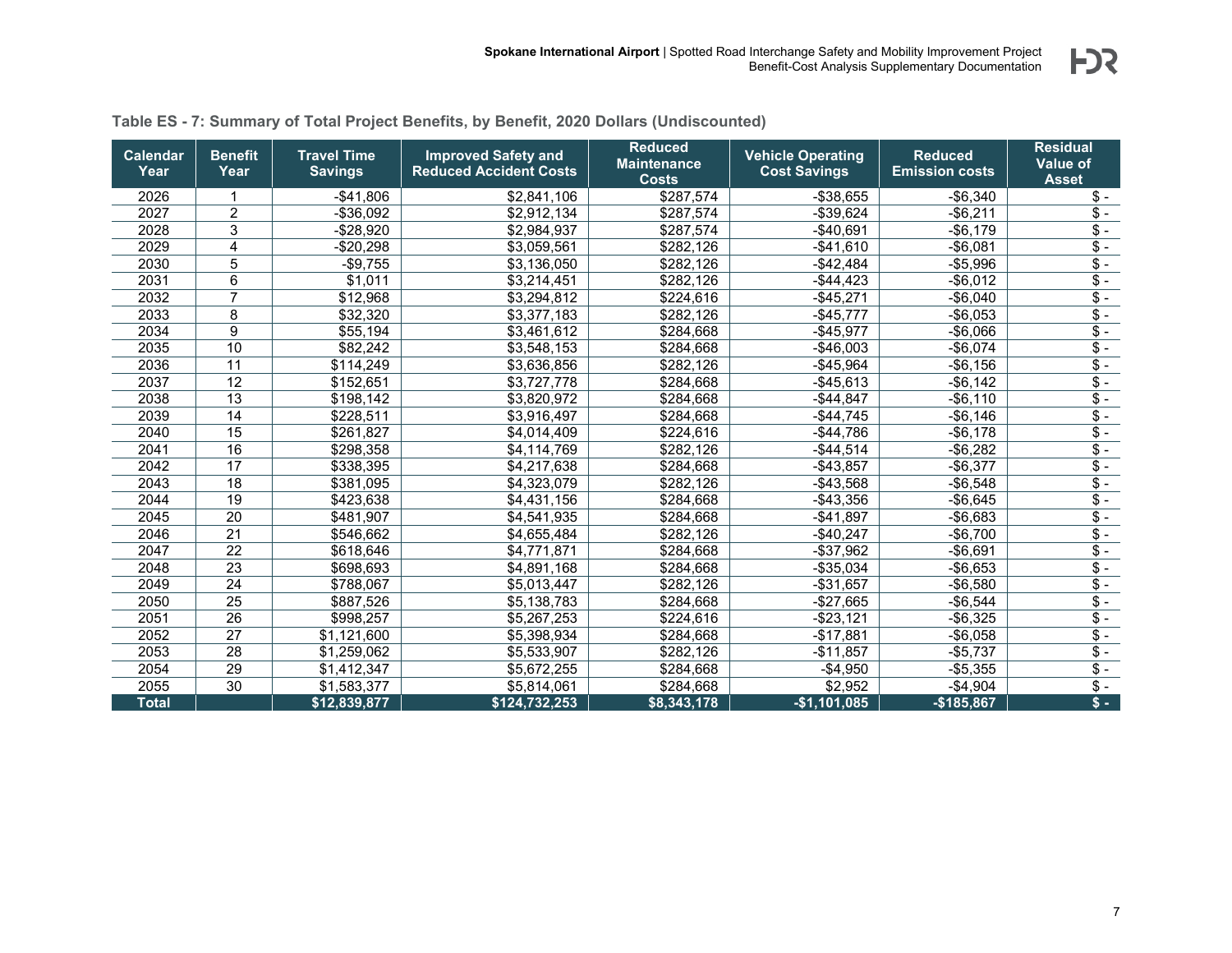**Table ES - 7: Summary of Total Project Benefits, by Benefit, 2020 Dollars (Undiscounted)**

| Calendar Year | Benefit Year | Travel Time Savings | Improved Safety and Reduced Accident Costs | Reduced Maintenance Costs | Vehicle Operating Cost Savings | Reduced Emission costs | Residual Value of Asset |
|---|---|---|---|---|---|---|---|
| 2026 | 1 | -$41,806 | $2,841,106 | $287,574 | -$38,655 | -$6,340 | $ - |
| 2027 | 2 | -$36,092 | $2,912,134 | $287,574 | -$39,624 | -$6,211 | $ - |
| 2028 | 3 | -$28,920 | $2,984,937 | $287,574 | -$40,691 | -$6,179 | $ - |
| 2029 | 4 | -$20,298 | $3,059,561 | $282,126 | -$41,610 | -$6,081 | $ - |
| 2030 | 5 | -$9,755 | $3,136,050 | $282,126 | -$42,484 | -$5,996 | $ - |
| 2031 | 6 | $1,011 | $3,214,451 | $282,126 | -$44,423 | -$6,012 | $ - |
| 2032 | 7 | $12,968 | $3,294,812 | $224,616 | -$45,271 | -$6,040 | $ - |
| 2033 | 8 | $32,320 | $3,377,183 | $282,126 | -$45,777 | -$6,053 | $ - |
| 2034 | 9 | $55,194 | $3,461,612 | $284,668 | -$45,977 | -$6,066 | $ - |
| 2035 | 10 | $82,242 | $3,548,153 | $284,668 | -$46,003 | -$6,074 | $ - |
| 2036 | 11 | $114,249 | $3,636,856 | $282,126 | -$45,964 | -$6,156 | $ - |
| 2037 | 12 | $152,651 | $3,727,778 | $284,668 | -$45,613 | -$6,142 | $ - |
| 2038 | 13 | $198,142 | $3,820,972 | $284,668 | -$44,847 | -$6,110 | $ - |
| 2039 | 14 | $228,511 | $3,916,497 | $284,668 | -$44,745 | -$6,146 | $ - |
| 2040 | 15 | $261,827 | $4,014,409 | $224,616 | -$44,786 | -$6,178 | $ - |
| 2041 | 16 | $298,358 | $4,114,769 | $282,126 | -$44,514 | -$6,282 | $ - |
| 2042 | 17 | $338,395 | $4,217,638 | $284,668 | -$43,857 | -$6,377 | $ - |
| 2043 | 18 | $381,095 | $4,323,079 | $282,126 | -$43,568 | -$6,548 | $ - |
| 2044 | 19 | $423,638 | $4,431,156 | $284,668 | -$43,356 | -$6,645 | $ - |
| 2045 | 20 | $481,907 | $4,541,935 | $284,668 | -$41,897 | -$6,683 | $ - |
| 2046 | 21 | $546,662 | $4,655,484 | $282,126 | -$40,247 | -$6,700 | $ - |
| 2047 | 22 | $618,646 | $4,771,871 | $284,668 | -$37,962 | -$6,691 | $ - |
| 2048 | 23 | $698,693 | $4,891,168 | $284,668 | -$35,034 | -$6,653 | $ - |
| 2049 | 24 | $788,067 | $5,013,447 | $282,126 | -$31,657 | -$6,580 | $ - |
| 2050 | 25 | $887,526 | $5,138,783 | $284,668 | -$27,665 | -$6,544 | $ - |
| 2051 | 26 | $998,257 | $5,267,253 | $224,616 | -$23,121 | -$6,325 | $ - |
| 2052 | 27 | $1,121,600 | $5,398,934 | $284,668 | -$17,881 | -$6,058 | $ - |
| 2053 | 28 | $1,259,062 | $5,533,907 | $282,126 | -$11,857 | -$5,737 | $ - |
| 2054 | 29 | $1,412,347 | $5,672,255 | $284,668 | -$4,950 | -$5,355 | $ - |
| 2055 | 30 | $1,583,377 | $5,814,061 | $284,668 | $2,952 | -$4,904 | $ - |
| **Total** | | **$12,839,877** | **$124,732,253** | **$8,343,178** | **-$1,101,085** | **-$185,867** | **$ -** |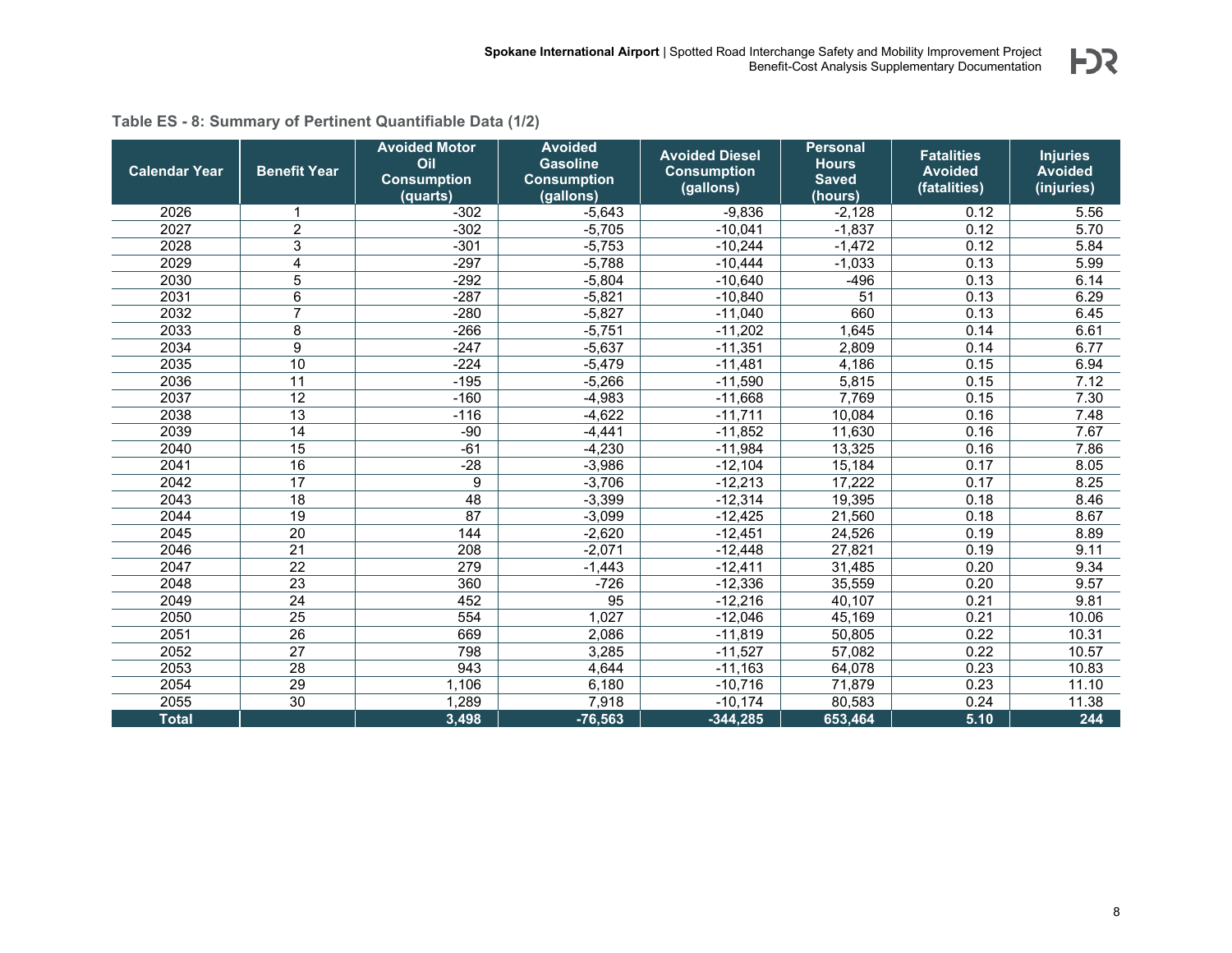**Table ES - 8: Summary of Pertinent Quantifiable Data (1/2)**

| Calendar Year | Benefit Year | Avoided Motor Oil Consumption (quarts) | Avoided Gasoline Consumption (gallons) | Avoided Diesel Consumption (gallons) | Personal Hours Saved (hours) | Fatalities Avoided (fatalities) | Injuries Avoided (injuries) |
|---|---|---|---|---|---|---|---|
| 2026 | 1 | -302 | -5,643 | -9,836 | -2,128 | 0.12 | 5.56 |
| 2027 | 2 | -302 | -5,705 | -10,041 | -1,837 | 0.12 | 5.70 |
| 2028 | 3 | -301 | -5,753 | -10,244 | -1,472 | 0.12 | 5.84 |
| 2029 | 4 | -297 | -5,788 | -10,444 | -1,033 | 0.13 | 5.99 |
| 2030 | 5 | -292 | -5,804 | -10,640 | -496 | 0.13 | 6.14 |
| 2031 | 6 | -287 | -5,821 | -10,840 | 51 | 0.13 | 6.29 |
| 2032 | 7 | -280 | -5,827 | -11,040 | 660 | 0.13 | 6.45 |
| 2033 | 8 | -266 | -5,751 | -11,202 | 1,645 | 0.14 | 6.61 |
| 2034 | 9 | -247 | -5,637 | -11,351 | 2,809 | 0.14 | 6.77 |
| 2035 | 10 | -224 | -5,479 | -11,481 | 4,186 | 0.15 | 6.94 |
| 2036 | 11 | -195 | -5,266 | -11,590 | 5,815 | 0.15 | 7.12 |
| 2037 | 12 | -160 | -4,983 | -11,668 | 7,769 | 0.15 | 7.30 |
| 2038 | 13 | -116 | -4,622 | -11,711 | 10,084 | 0.16 | 7.48 |
| 2039 | 14 | -90 | -4,441 | -11,852 | 11,630 | 0.16 | 7.67 |
| 2040 | 15 | -61 | -4,230 | -11,984 | 13,325 | 0.16 | 7.86 |
| 2041 | 16 | -28 | -3,986 | -12,104 | 15,184 | 0.17 | 8.05 |
| 2042 | 17 | 9 | -3,706 | -12,213 | 17,222 | 0.17 | 8.25 |
| 2043 | 18 | 48 | -3,399 | -12,314 | 19,395 | 0.18 | 8.46 |
| 2044 | 19 | 87 | -3,099 | -12,425 | 21,560 | 0.18 | 8.67 |
| 2045 | 20 | 144 | -2,620 | -12,451 | 24,526 | 0.19 | 8.89 |
| 2046 | 21 | 208 | -2,071 | -12,448 | 27,821 | 0.19 | 9.11 |
| 2047 | 22 | 279 | -1,443 | -12,411 | 31,485 | 0.20 | 9.34 |
| 2048 | 23 | 360 | -726 | -12,336 | 35,559 | 0.20 | 9.57 |
| 2049 | 24 | 452 | 95 | -12,216 | 40,107 | 0.21 | 9.81 |
| 2050 | 25 | 554 | 1,027 | -12,046 | 45,169 | 0.21 | 10.06 |
| 2051 | 26 | 669 | 2,086 | -11,819 | 50,805 | 0.22 | 10.31 |
| 2052 | 27 | 798 | 3,285 | -11,527 | 57,082 | 0.22 | 10.57 |
| 2053 | 28 | 943 | 4,644 | -11,163 | 64,078 | 0.23 | 10.83 |
| 2054 | 29 | 1,106 | 6,180 | -10,716 | 71,879 | 0.23 | 11.10 |
| 2055 | 30 | 1,289 | 7,918 | -10,174 | 80,583 | 0.24 | 11.38 |
| **Total** | | **3,498** | **-76,563** | **-344,285** | **653,464** | **5.10** | **244** |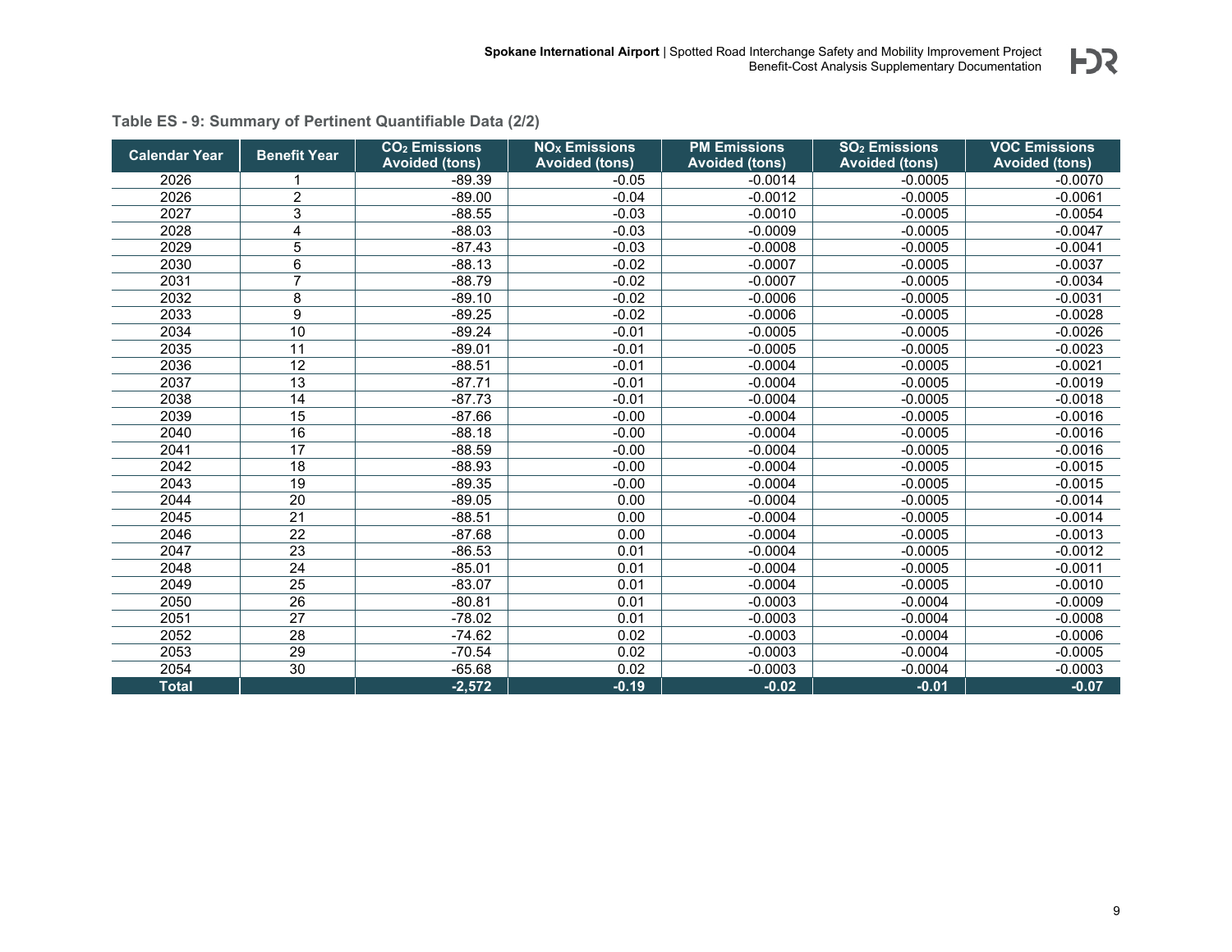**Table ES - 9: Summary of Pertinent Quantifiable Data (2/2)**

| Calendar Year | Benefit Year | $CO_2$ Emissions Avoided (tons) | $NO_X$ Emissions Avoided (tons) | PM Emissions Avoided (tons) | $SO_2$ Emissions Avoided (tons) | VOC Emissions Avoided (tons) |
|---|---|---|---|---|---|---|
| 2026 | 1 | -89.39 | -0.05 | -0.0014 | -0.0005 | -0.0070 |
| 2026 | 2 | -89.00 | -0.04 | -0.0012 | -0.0005 | -0.0061 |
| 2027 | 3 | -88.55 | -0.03 | -0.0010 | -0.0005 | -0.0054 |
| 2028 | 4 | -88.03 | -0.03 | -0.0009 | -0.0005 | -0.0047 |
| 2029 | 5 | -87.43 | -0.03 | -0.0008 | -0.0005 | -0.0041 |
| 2030 | 6 | -88.13 | -0.02 | -0.0007 | -0.0005 | -0.0037 |
| 2031 | 7 | -88.79 | -0.02 | -0.0007 | -0.0005 | -0.0034 |
| 2032 | 8 | -89.10 | -0.02 | -0.0006 | -0.0005 | -0.0031 |
| 2033 | 9 | -89.25 | -0.02 | -0.0006 | -0.0005 | -0.0028 |
| 2034 | 10 | -89.24 | -0.01 | -0.0005 | -0.0005 | -0.0026 |
| 2035 | 11 | -89.01 | -0.01 | -0.0005 | -0.0005 | -0.0023 |
| 2036 | 12 | -88.51 | -0.01 | -0.0004 | -0.0005 | -0.0021 |
| 2037 | 13 | -87.71 | -0.01 | -0.0004 | -0.0005 | -0.0019 |
| 2038 | 14 | -87.73 | -0.01 | -0.0004 | -0.0005 | -0.0018 |
| 2039 | 15 | -87.66 | -0.00 | -0.0004 | -0.0005 | -0.0016 |
| 2040 | 16 | -88.18 | -0.00 | -0.0004 | -0.0005 | -0.0016 |
| 2041 | 17 | -88.59 | -0.00 | -0.0004 | -0.0005 | -0.0016 |
| 2042 | 18 | -88.93 | -0.00 | -0.0004 | -0.0005 | -0.0015 |
| 2043 | 19 | -89.35 | -0.00 | -0.0004 | -0.0005 | -0.0015 |
| 2044 | 20 | -89.05 | 0.00 | -0.0004 | -0.0005 | -0.0014 |
| 2045 | 21 | -88.51 | 0.00 | -0.0004 | -0.0005 | -0.0014 |
| 2046 | 22 | -87.68 | 0.00 | -0.0004 | -0.0005 | -0.0013 |
| 2047 | 23 | -86.53 | 0.01 | -0.0004 | -0.0005 | -0.0012 |
| 2048 | 24 | -85.01 | 0.01 | -0.0004 | -0.0005 | -0.0011 |
| 2049 | 25 | -83.07 | 0.01 | -0.0004 | -0.0005 | -0.0010 |
| 2050 | 26 | -80.81 | 0.01 | -0.0003 | -0.0004 | -0.0009 |
| 2051 | 27 | -78.02 | 0.01 | -0.0003 | -0.0004 | -0.0008 |
| 2052 | 28 | -74.62 | 0.02 | -0.0003 | -0.0004 | -0.0006 |
| 2053 | 29 | -70.54 | 0.02 | -0.0003 | -0.0004 | -0.0005 |
| 2054 | 30 | -65.68 | 0.02 | -0.0003 | -0.0004 | -0.0003 |
| **Total** | | **-2,572** | **-0.19** | **-0.02** | **-0.01** | **-0.07** |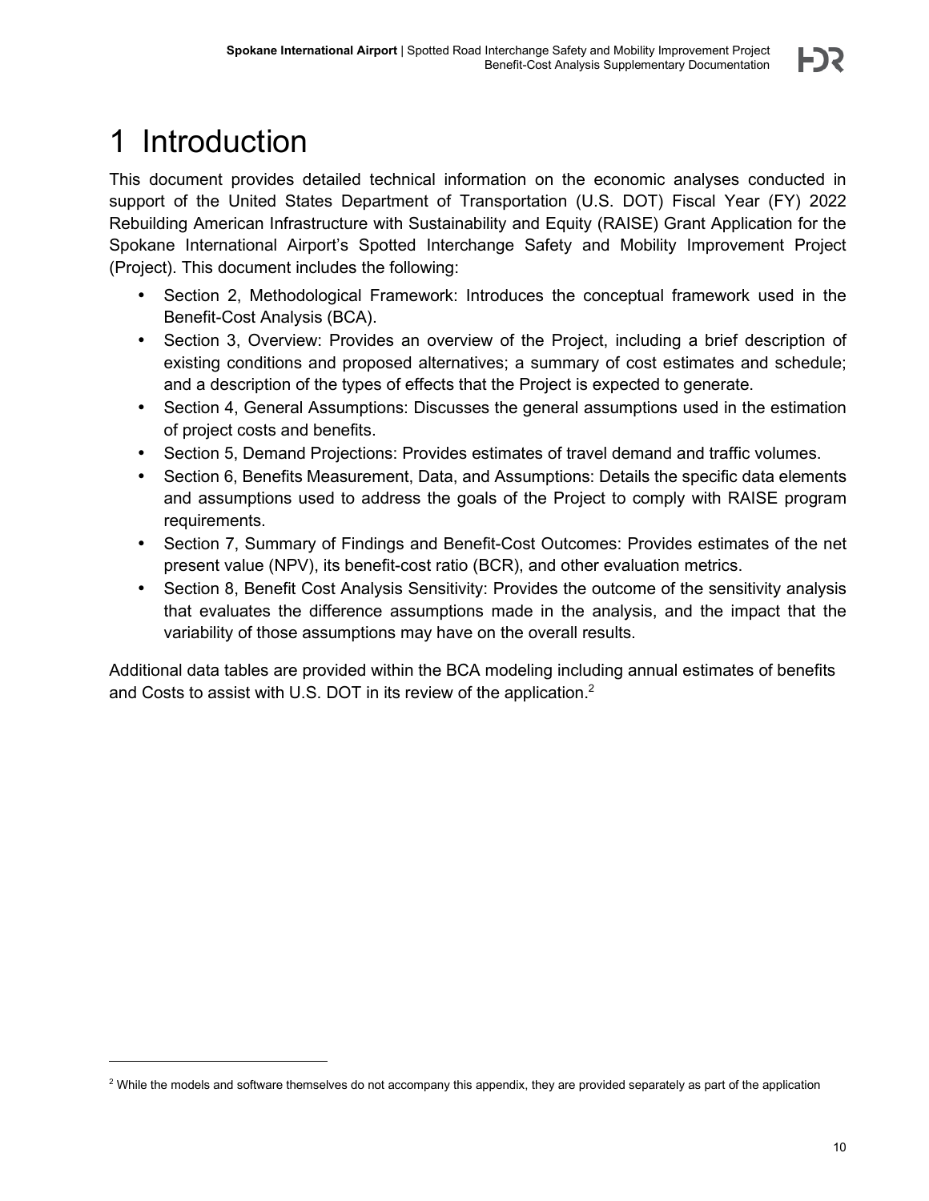# 1 Introduction

This document provides detailed technical information on the economic analyses conducted in support of the United States Department of Transportation (U.S. DOT) Fiscal Year (FY) 2022 Rebuilding American Infrastructure with Sustainability and Equity (RAISE) Grant Application for the Spokane International Airport's Spotted Interchange Safety and Mobility Improvement Project (Project). This document includes the following:

- Section 2, Methodological Framework: Introduces the conceptual framework used in the Benefit-Cost Analysis (BCA).
- Section 3, Overview: Provides an overview of the Project, including a brief description of existing conditions and proposed alternatives; a summary of cost estimates and schedule; and a description of the types of effects that the Project is expected to generate.
- Section 4, General Assumptions: Discusses the general assumptions used in the estimation of project costs and benefits.
- Section 5, Demand Projections: Provides estimates of travel demand and traffic volumes.
- Section 6, Benefits Measurement, Data, and Assumptions: Details the specific data elements and assumptions used to address the goals of the Project to comply with RAISE program requirements.
- Section 7, Summary of Findings and Benefit-Cost Outcomes: Provides estimates of the net present value (NPV), its benefit-cost ratio (BCR), and other evaluation metrics.
- Section 8, Benefit Cost Analysis Sensitivity: Provides the outcome of the sensitivity analysis that evaluates the difference assumptions made in the analysis, and the impact that the variability of those assumptions may have on the overall results.

Additional data tables are provided within the BCA modeling including annual estimates of benefits and Costs to assist with U.S. DOT in its review of the application.[2]

---

[2] While the models and software themselves do not accompany this appendix, they are provided separately as part of the application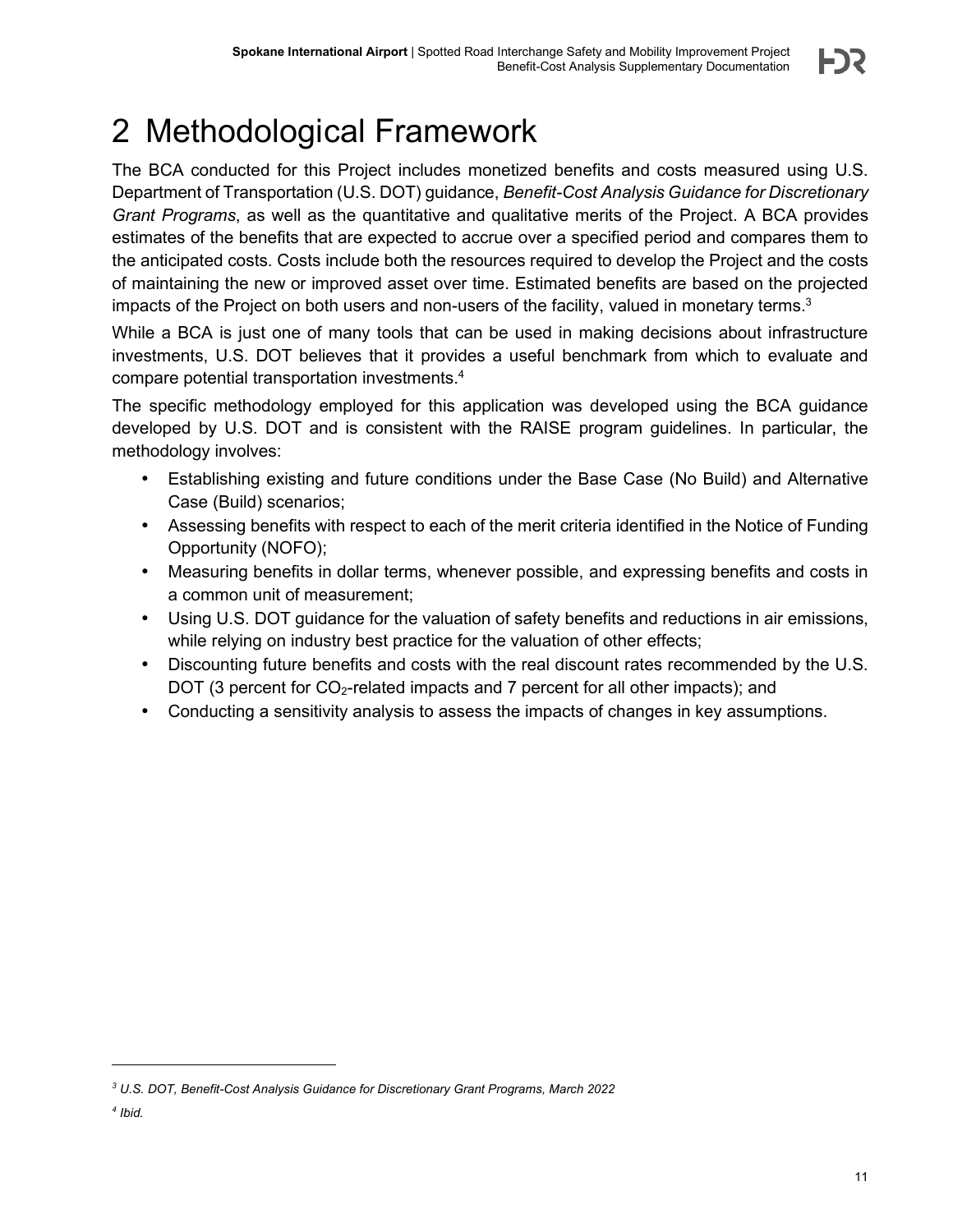# 2 Methodological Framework

The BCA conducted for this Project includes monetized benefits and costs measured using U.S. Department of Transportation (U.S. DOT) guidance, *Benefit-Cost Analysis Guidance for Discretionary Grant Programs*, as well as the quantitative and qualitative merits of the Project. A BCA provides estimates of the benefits that are expected to accrue over a specified period and compares them to the anticipated costs. Costs include both the resources required to develop the Project and the costs of maintaining the new or improved asset over time. Estimated benefits are based on the projected impacts of the Project on both users and non-users of the facility, valued in monetary terms.[3]

While a BCA is just one of many tools that can be used in making decisions about infrastructure investments, U.S. DOT believes that it provides a useful benchmark from which to evaluate and compare potential transportation investments.[4]

The specific methodology employed for this application was developed using the BCA guidance developed by U.S. DOT and is consistent with the RAISE program guidelines. In particular, the methodology involves:

- Establishing existing and future conditions under the Base Case (No Build) and Alternative Case (Build) scenarios;
- Assessing benefits with respect to each of the merit criteria identified in the Notice of Funding Opportunity (NOFO);
- Measuring benefits in dollar terms, whenever possible, and expressing benefits and costs in a common unit of measurement;
- Using U.S. DOT guidance for the valuation of safety benefits and reductions in air emissions, while relying on industry best practice for the valuation of other effects;
- Discounting future benefits and costs with the real discount rates recommended by the U.S. DOT (3 percent for $CO_2$-related impacts and 7 percent for all other impacts); and
- Conducting a sensitivity analysis to assess the impacts of changes in key assumptions.

---

*[3] U.S. DOT, Benefit-Cost Analysis Guidance for Discretionary Grant Programs, March 2022*

*[4] Ibid.*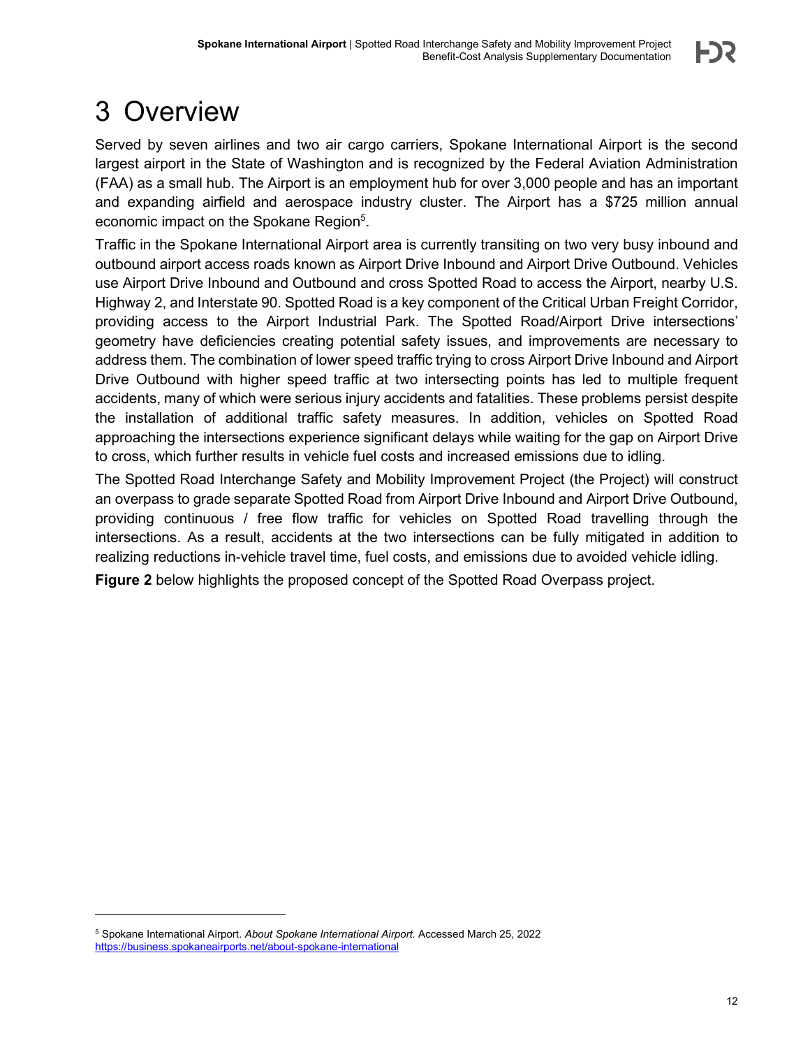# 3 Overview

Served by seven airlines and two air cargo carriers, Spokane International Airport is the second largest airport in the State of Washington and is recognized by the Federal Aviation Administration (FAA) as a small hub. The Airport is an employment hub for over 3,000 people and has an important and expanding airfield and aerospace industry cluster. The Airport has a $725 million annual economic impact on the Spokane Region[5].

Traffic in the Spokane International Airport area is currently transiting on two very busy inbound and outbound airport access roads known as Airport Drive Inbound and Airport Drive Outbound. Vehicles use Airport Drive Inbound and Outbound and cross Spotted Road to access the Airport, nearby U.S. Highway 2, and Interstate 90. Spotted Road is a key component of the Critical Urban Freight Corridor, providing access to the Airport Industrial Park. The Spotted Road/Airport Drive intersections' geometry have deficiencies creating potential safety issues, and improvements are necessary to address them. The combination of lower speed traffic trying to cross Airport Drive Inbound and Airport Drive Outbound with higher speed traffic at two intersecting points has led to multiple frequent accidents, many of which were serious injury accidents and fatalities. These problems persist despite the installation of additional traffic safety measures. In addition, vehicles on Spotted Road approaching the intersections experience significant delays while waiting for the gap on Airport Drive to cross, which further results in vehicle fuel costs and increased emissions due to idling.

The Spotted Road Interchange Safety and Mobility Improvement Project (the Project) will construct an overpass to grade separate Spotted Road from Airport Drive Inbound and Airport Drive Outbound, providing continuous / free flow traffic for vehicles on Spotted Road travelling through the intersections. As a result, accidents at the two intersections can be fully mitigated in addition to realizing reductions in-vehicle travel time, fuel costs, and emissions due to avoided vehicle idling.

**Figure 2** below highlights the proposed concept of the Spotted Road Overpass project.

[5] Spokane International Airport. *About Spokane International Airport.* Accessed March 25, 2022 https://business.spokaneairports.net/about-spokane-international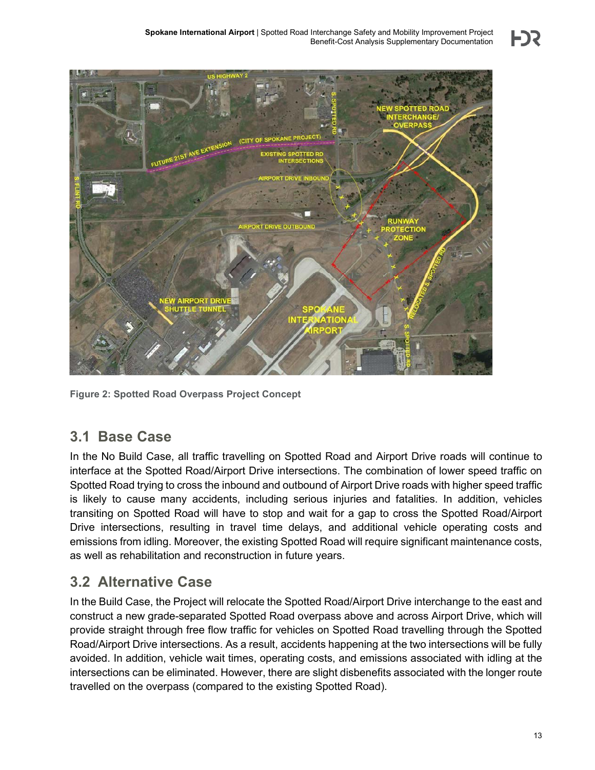Figure 2: Spotted Road Overpass Project Concept

## 3.1 Base Case

In the No Build Case, all traffic travelling on Spotted Road and Airport Drive roads will continue to interface at the Spotted Road/Airport Drive intersections. The combination of lower speed traffic on Spotted Road trying to cross the inbound and outbound of Airport Drive roads with higher speed traffic is likely to cause many accidents, including serious injuries and fatalities. In addition, vehicles transiting on Spotted Road will have to stop and wait for a gap to cross the Spotted Road/Airport Drive intersections, resulting in travel time delays, and additional vehicle operating costs and emissions from idling. Moreover, the existing Spotted Road will require significant maintenance costs, as well as rehabilitation and reconstruction in future years.

## 3.2 Alternative Case

In the Build Case, the Project will relocate the Spotted Road/Airport Drive interchange to the east and construct a new grade-separated Spotted Road overpass above and across Airport Drive, which will provide straight through free flow traffic for vehicles on Spotted Road travelling through the Spotted Road/Airport Drive intersections. As a result, accidents happening at the two intersections will be fully avoided. In addition, vehicle wait times, operating costs, and emissions associated with idling at the intersections can be eliminated. However, there are slight disbenefits associated with the longer route travelled on the overpass (compared to the existing Spotted Road).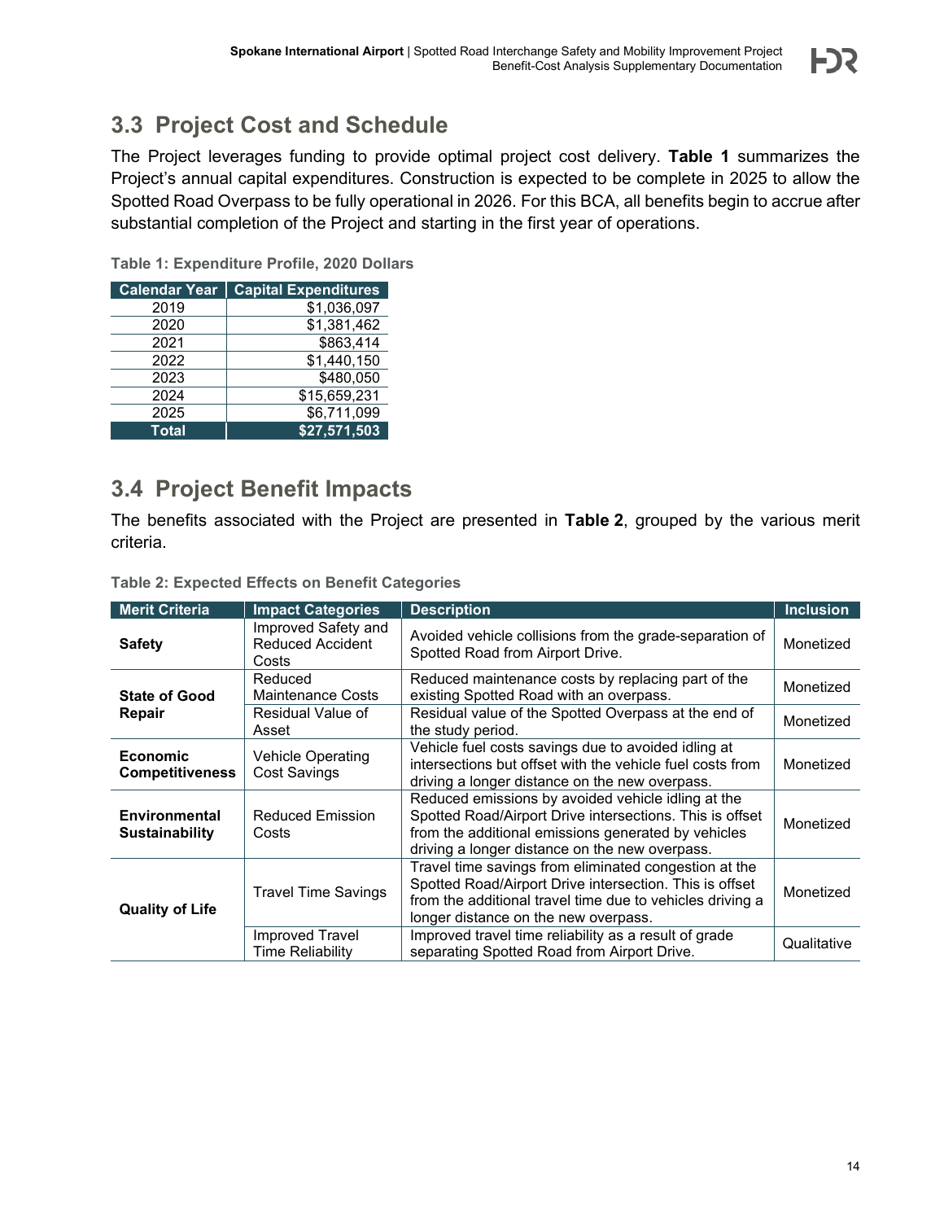## 3.3 Project Cost and Schedule

The Project leverages funding to provide optimal project cost delivery. **Table 1** summarizes the Project's annual capital expenditures. Construction is expected to be complete in 2025 to allow the Spotted Road Overpass to be fully operational in 2026. For this BCA, all benefits begin to accrue after substantial completion of the Project and starting in the first year of operations.

**Table 1: Expenditure Profile, 2020 Dollars**

| Calendar Year | Capital Expenditures |
|---|---|
| 2019 | $1,036,097 |
| 2020 | $1,381,462 |
| 2021 | $863,414 |
| 2022 | $1,440,150 |
| 2023 | $480,050 |
| 2024 | $15,659,231 |
| 2025 | $6,711,099 |
| **Total** | **$27,571,503** |

## 3.4 Project Benefit Impacts

The benefits associated with the Project are presented in **Table 2**, grouped by the various merit criteria.

**Table 2: Expected Effects on Benefit Categories**

| Merit Criteria | Impact Categories | Description | Inclusion |
|---|---|---|---|
| **Safety** | Improved Safety and Reduced Accident Costs | Avoided vehicle collisions from the grade-separation of Spotted Road from Airport Drive. | Monetized |
| **State of Good Repair** | Reduced Maintenance Costs | Reduced maintenance costs by replacing part of the existing Spotted Road with an overpass. | Monetized |
| | Residual Value of Asset | Residual value of the Spotted Overpass at the end of the study period. | Monetized |
| **Economic Competitiveness** | Vehicle Operating Cost Savings | Vehicle fuel costs savings due to avoided idling at intersections but offset with the vehicle fuel costs from driving a longer distance on the new overpass. | Monetized |
| **Environmental Sustainability** | Reduced Emission Costs | Reduced emissions by avoided vehicle idling at the Spotted Road/Airport Drive intersections. This is offset from the additional emissions generated by vehicles driving a longer distance on the new overpass. | Monetized |
| **Quality of Life** | Travel Time Savings | Travel time savings from eliminated congestion at the Spotted Road/Airport Drive intersection. This is offset from the additional travel time due to vehicles driving a longer distance on the new overpass. | Monetized |
| | Improved Travel Time Reliability | Improved travel time reliability as a result of grade separating Spotted Road from Airport Drive. | Qualitative |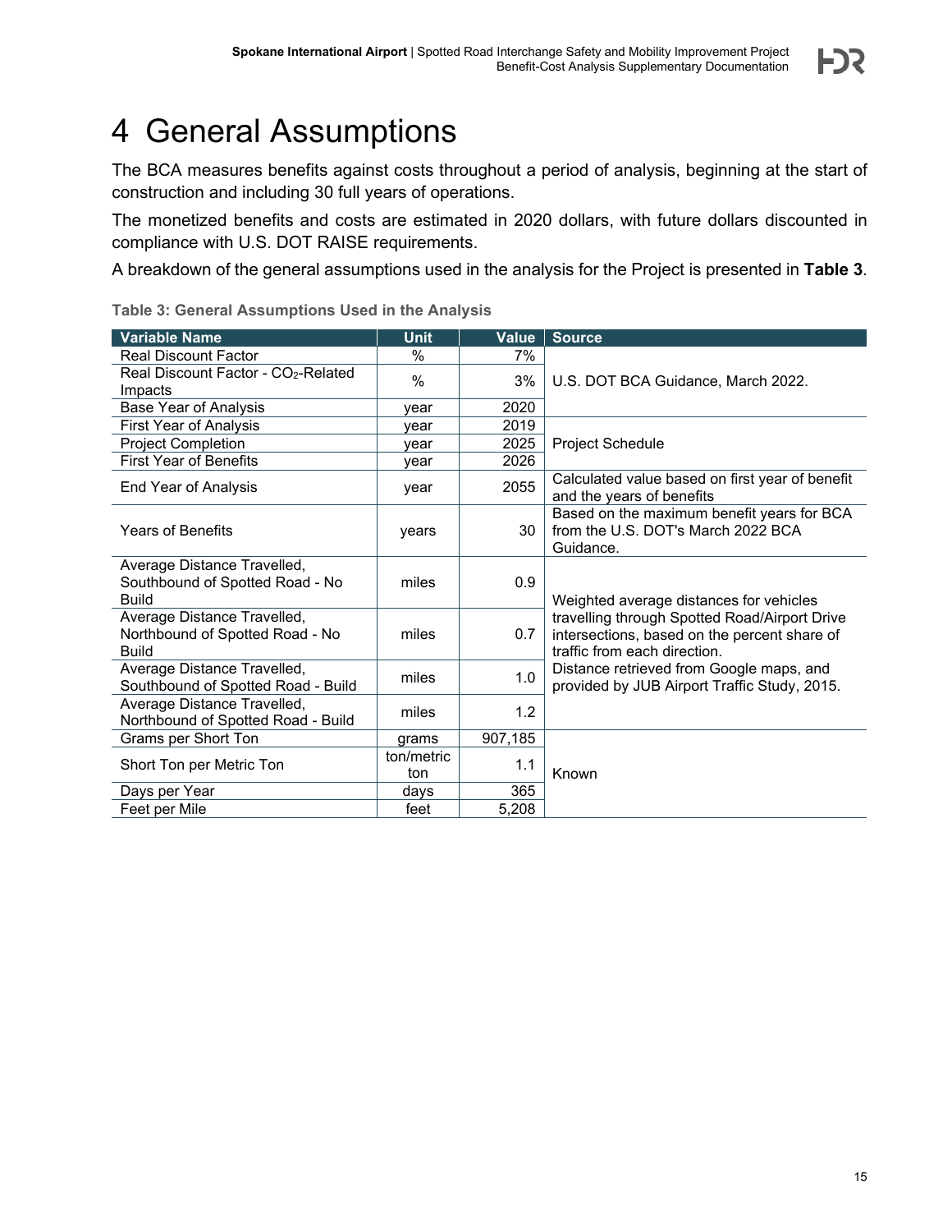# 4 General Assumptions

The BCA measures benefits against costs throughout a period of analysis, beginning at the start of construction and including 30 full years of operations.

The monetized benefits and costs are estimated in 2020 dollars, with future dollars discounted in compliance with U.S. DOT RAISE requirements.

A breakdown of the general assumptions used in the analysis for the Project is presented in **Table 3**.

**Table 3: General Assumptions Used in the Analysis**

| Variable Name | Unit | Value | Source |
|---|---|---|---|
| Real Discount Factor | % | 7% | U.S. DOT BCA Guidance, March 2022. |
| Real Discount Factor - $CO_2$-Related Impacts | % | 3% | |
| Base Year of Analysis | year | 2020 | |
| First Year of Analysis | year | 2019 | Project Schedule |
| Project Completion | year | 2025 | |
| First Year of Benefits | year | 2026 | |
| End Year of Analysis | year | 2055 | Calculated value based on first year of benefit and the years of benefits |
| Years of Benefits | years | 30 | Based on the maximum benefit years for BCA from the U.S. DOT's March 2022 BCA Guidance. |
| Average Distance Travelled, Southbound of Spotted Road - No Build | miles | 0.9 | Weighted average distances for vehicles travelling through Spotted Road/Airport Drive intersections, based on the percent share of traffic from each direction. Distance retrieved from Google maps, and provided by JUB Airport Traffic Study, 2015. |
| Average Distance Travelled, Northbound of Spotted Road - No Build | miles | 0.7 | |
| Average Distance Travelled, Southbound of Spotted Road - Build | miles | 1.0 | |
| Average Distance Travelled, Northbound of Spotted Road - Build | miles | 1.2 | |
| Grams per Short Ton | grams | 907,185 | Known |
| Short Ton per Metric Ton | ton/metric ton | 1.1 | |
| Days per Year | days | 365 | |
| Feet per Mile | feet | 5,208 | |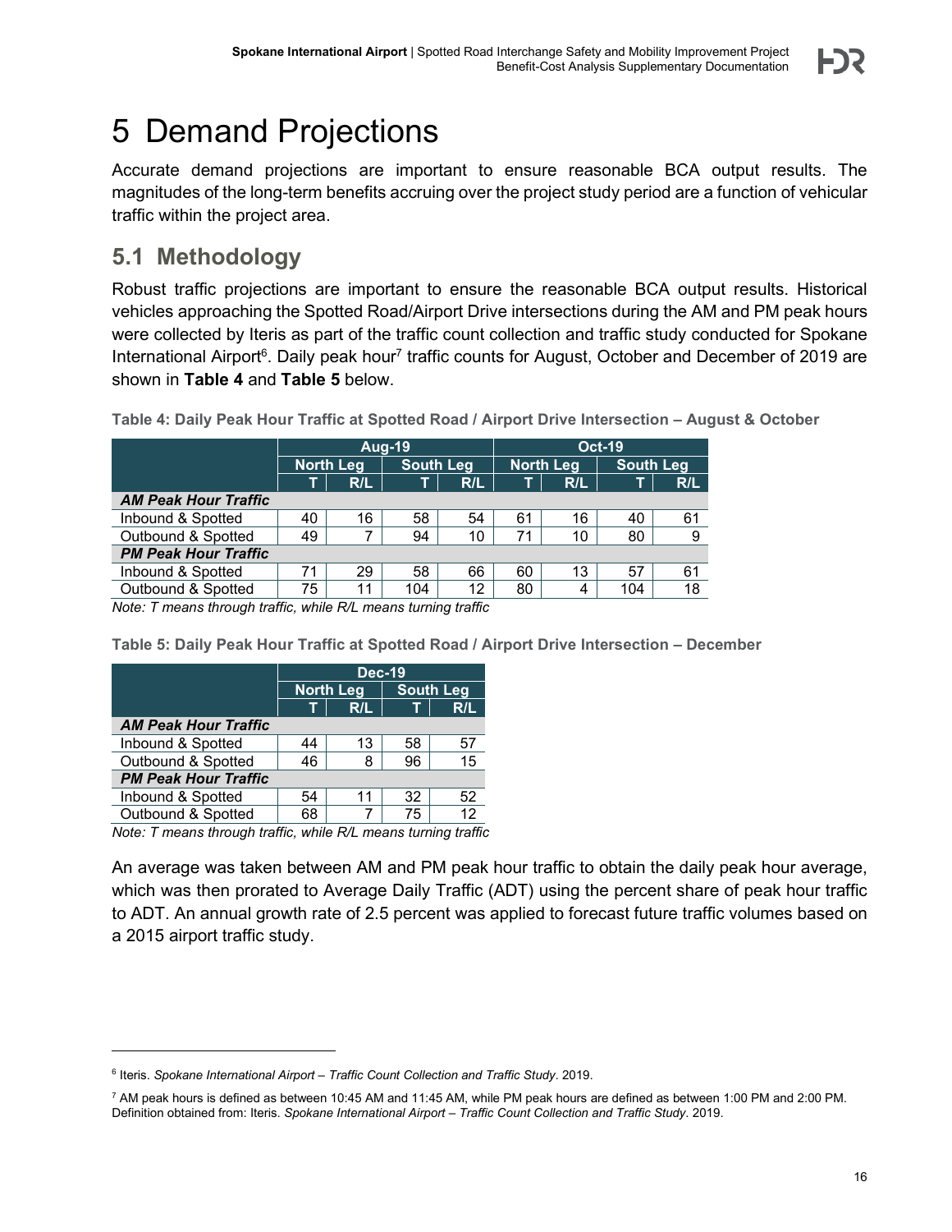# 5 Demand Projections

Accurate demand projections are important to ensure reasonable BCA output results. The magnitudes of the long-term benefits accruing over the project study period are a function of vehicular traffic within the project area.

## 5.1 Methodology

Robust traffic projections are important to ensure the reasonable BCA output results. Historical vehicles approaching the Spotted Road/Airport Drive intersections during the AM and PM peak hours were collected by Iteris as part of the traffic count collection and traffic study conducted for Spokane International Airport[6]. Daily peak hour[7] traffic counts for August, October and December of 2019 are shown in **Table 4** and **Table 5** below.

**Table 4: Daily Peak Hour Traffic at Spotted Road / Airport Drive Intersection – August & October**

| | Aug-19 | | | | Oct-19 | | | |
|---|---|---|---|---|---|---|---|---|
| | North Leg | | South Leg | | North Leg | | South Leg | |
| | T | R/L | T | R/L | T | R/L | T | R/L |
| ***AM Peak Hour Traffic*** | | | | | | | | |
| Inbound & Spotted | 40 | 16 | 58 | 54 | 61 | 16 | 40 | 61 |
| Outbound & Spotted | 49 | 7 | 94 | 10 | 71 | 10 | 80 | 9 |
| ***PM Peak Hour Traffic*** | | | | | | | | |
| Inbound & Spotted | 71 | 29 | 58 | 66 | 60 | 13 | 57 | 61 |
| Outbound & Spotted | 75 | 11 | 104 | 12 | 80 | 4 | 104 | 18 |

*Note: T means through traffic, while R/L means turning traffic*

**Table 5: Daily Peak Hour Traffic at Spotted Road / Airport Drive Intersection – December**

| | Dec-19 | | | |
|---|---|---|---|---|
| | North Leg | | South Leg | |
| | T | R/L | T | R/L |
| ***AM Peak Hour Traffic*** | | | | |
| Inbound & Spotted | 44 | 13 | 58 | 57 |
| Outbound & Spotted | 46 | 8 | 96 | 15 |
| ***PM Peak Hour Traffic*** | | | | |
| Inbound & Spotted | 54 | 11 | 32 | 52 |
| Outbound & Spotted | 68 | 7 | 75 | 12 |

*Note: T means through traffic, while R/L means turning traffic*

An average was taken between AM and PM peak hour traffic to obtain the daily peak hour average, which was then prorated to Average Daily Traffic (ADT) using the percent share of peak hour traffic to ADT. An annual growth rate of 2.5 percent was applied to forecast future traffic volumes based on a 2015 airport traffic study.

---

[6] Iteris. *Spokane International Airport – Traffic Count Collection and Traffic Study*. 2019.

[7] AM peak hours is defined as between 10:45 AM and 11:45 AM, while PM peak hours are defined as between 1:00 PM and 2:00 PM. Definition obtained from: Iteris. *Spokane International Airport – Traffic Count Collection and Traffic Study*. 2019.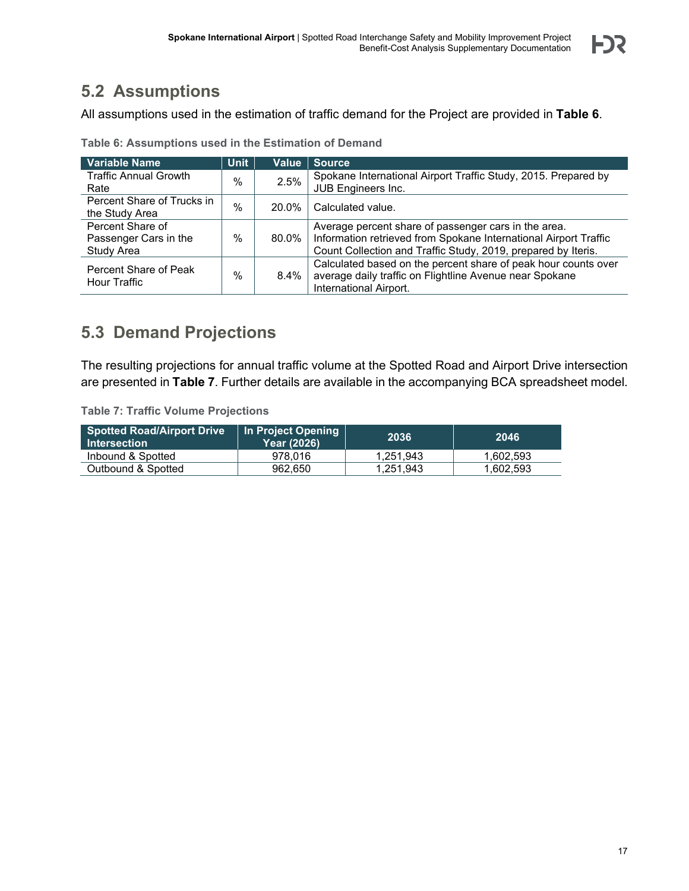## 5.2 Assumptions

All assumptions used in the estimation of traffic demand for the Project are provided in **Table 6**.

**Table 6: Assumptions used in the Estimation of Demand**

| Variable Name | Unit | Value | Source |
|---|---|---|---|
| Traffic Annual Growth Rate | % | 2.5% | Spokane International Airport Traffic Study, 2015. Prepared by JUB Engineers Inc. |
| Percent Share of Trucks in the Study Area | % | 20.0% | Calculated value. |
| Percent Share of Passenger Cars in the Study Area | % | 80.0% | Average percent share of passenger cars in the area. Information retrieved from Spokane International Airport Traffic Count Collection and Traffic Study, 2019, prepared by Iteris. |
| Percent Share of Peak Hour Traffic | % | 8.4% | Calculated based on the percent share of peak hour counts over average daily traffic on Flightline Avenue near Spokane International Airport. |

## 5.3 Demand Projections

The resulting projections for annual traffic volume at the Spotted Road and Airport Drive intersection are presented in **Table 7**. Further details are available in the accompanying BCA spreadsheet model.

**Table 7: Traffic Volume Projections**

| Spotted Road/Airport Drive Intersection | In Project Opening Year (2026) | 2036 | 2046 |
|---|---|---|---|
| Inbound & Spotted | 978,016 | 1,251,943 | 1,602,593 |
| Outbound & Spotted | 962,650 | 1,251,943 | 1,602,593 |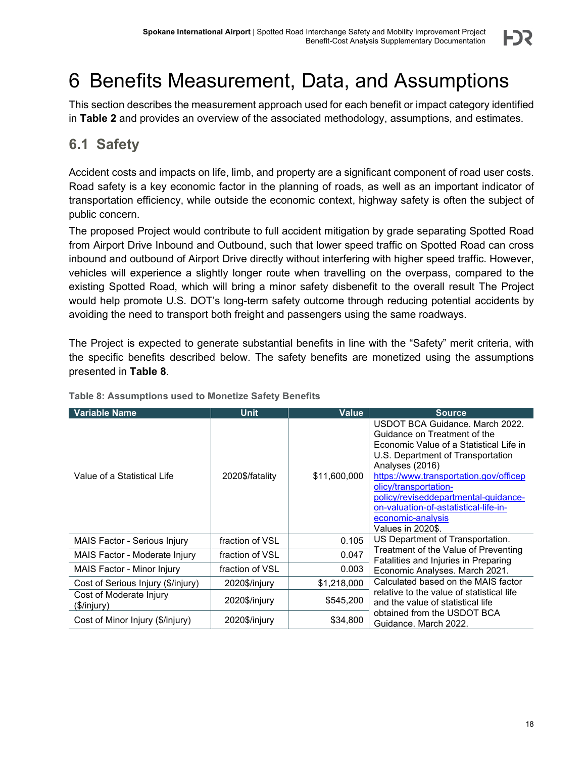# 6 Benefits Measurement, Data, and Assumptions

This section describes the measurement approach used for each benefit or impact category identified in **Table 2** and provides an overview of the associated methodology, assumptions, and estimates.

## 6.1 Safety

Accident costs and impacts on life, limb, and property are a significant component of road user costs. Road safety is a key economic factor in the planning of roads, as well as an important indicator of transportation efficiency, while outside the economic context, highway safety is often the subject of public concern.

The proposed Project would contribute to full accident mitigation by grade separating Spotted Road from Airport Drive Inbound and Outbound, such that lower speed traffic on Spotted Road can cross inbound and outbound of Airport Drive directly without interfering with higher speed traffic. However, vehicles will experience a slightly longer route when travelling on the overpass, compared to the existing Spotted Road, which will bring a minor safety disbenefit to the overall result The Project would help promote U.S. DOT's long-term safety outcome through reducing potential accidents by avoiding the need to transport both freight and passengers using the same roadways.

The Project is expected to generate substantial benefits in line with the "Safety" merit criteria, with the specific benefits described below. The safety benefits are monetized using the assumptions presented in **Table 8**.

**Table 8: Assumptions used to Monetize Safety Benefits**

| Variable Name | Unit | Value | Source |
|---|---|---|---|
| Value of a Statistical Life | 2020$/fatality | $11,600,000 | USDOT BCA Guidance. March 2022. Guidance on Treatment of the Economic Value of a Statistical Life in U.S. Department of Transportation Analyses (2016) [https://www.transportation.gov/officepolicy/transportation-policy/reviseddepartmental-guidance-on-valuation-of-astatistical-life-in-economic-analysis](https://www.transportation.gov/officepolicy/transportation-policy/reviseddepartmental-guidance-on-valuation-of-astatistical-life-in-economic-analysis) Values in 2020$. |
| MAIS Factor - Serious Injury | fraction of VSL | 0.105 | US Department of Transportation. Treatment of the Value of Preventing Fatalities and Injuries in Preparing Economic Analyses. March 2021. |
| MAIS Factor - Moderate Injury | fraction of VSL | 0.047 | |
| MAIS Factor - Minor Injury | fraction of VSL | 0.003 | |
| Cost of Serious Injury ($/injury) | 2020$/injury | $1,218,000 | Calculated based on the MAIS factor relative to the value of statistical life and the value of statistical life obtained from the USDOT BCA Guidance. March 2022. |
| Cost of Moderate Injury ($/injury) | 2020$/injury | $545,200 | |
| Cost of Minor Injury ($/injury) | 2020$/injury | $34,800 | |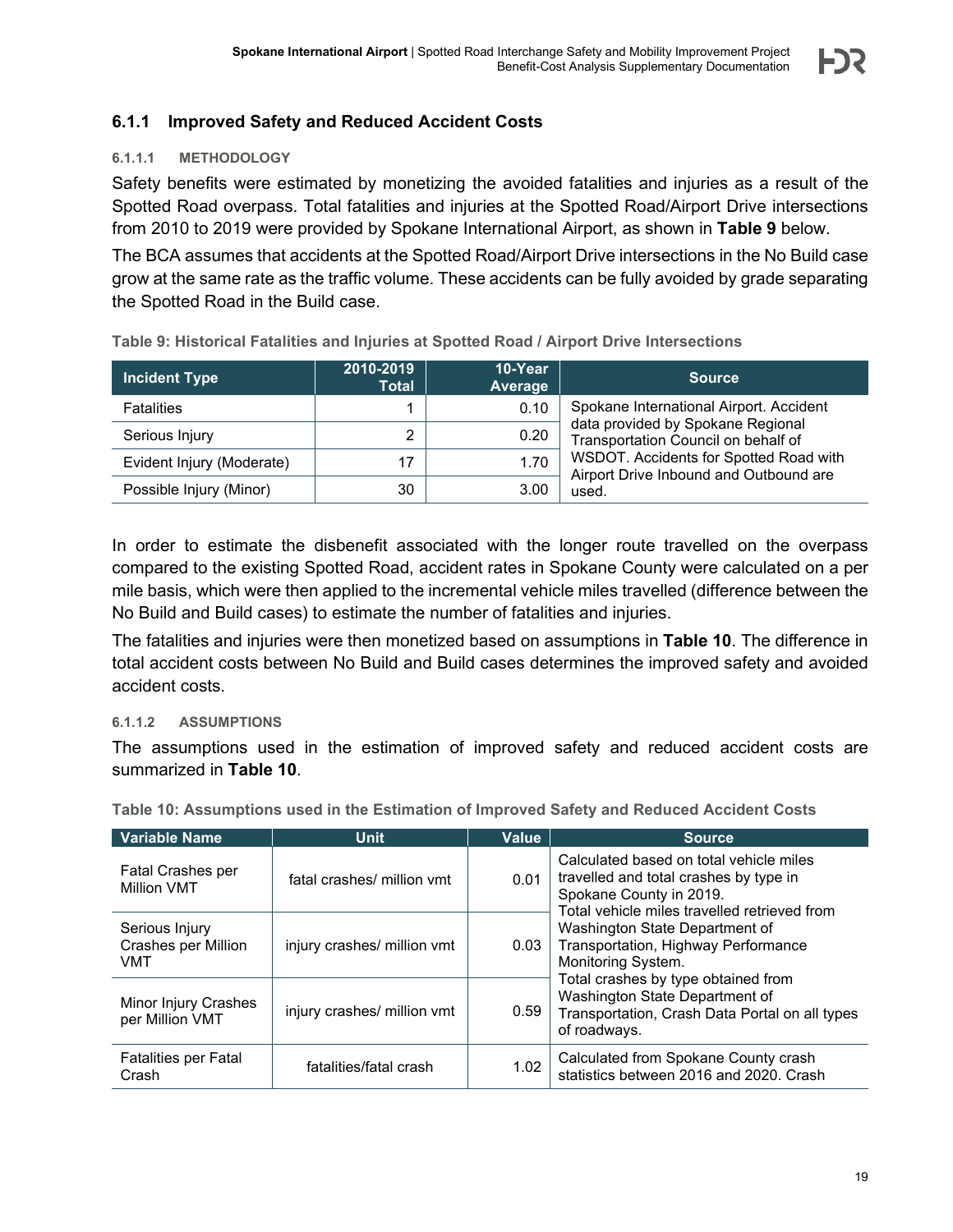### 6.1.1 Improved Safety and Reduced Accident Costs

#### 6.1.1.1 METHODOLOGY

Safety benefits were estimated by monetizing the avoided fatalities and injuries as a result of the Spotted Road overpass. Total fatalities and injuries at the Spotted Road/Airport Drive intersections from 2010 to 2019 were provided by Spokane International Airport, as shown in **Table 9** below.

The BCA assumes that accidents at the Spotted Road/Airport Drive intersections in the No Build case grow at the same rate as the traffic volume. These accidents can be fully avoided by grade separating the Spotted Road in the Build case.

**Table 9: Historical Fatalities and Injuries at Spotted Road / Airport Drive Intersections**

| Incident Type | 2010-2019 Total | 10-Year Average | Source |
|---|---|---|---|
| Fatalities | 1 | 0.10 | Spokane International Airport. Accident data provided by Spokane Regional Transportation Council on behalf of WSDOT. Accidents for Spotted Road with Airport Drive Inbound and Outbound are used. |
| Serious Injury | 2 | 0.20 | |
| Evident Injury (Moderate) | 17 | 1.70 | |
| Possible Injury (Minor) | 30 | 3.00 | |

In order to estimate the disbenefit associated with the longer route travelled on the overpass compared to the existing Spotted Road, accident rates in Spokane County were calculated on a per mile basis, which were then applied to the incremental vehicle miles travelled (difference between the No Build and Build cases) to estimate the number of fatalities and injuries.

The fatalities and injuries were then monetized based on assumptions in **Table 10**. The difference in total accident costs between No Build and Build cases determines the improved safety and avoided accident costs.

#### 6.1.1.2 ASSUMPTIONS

The assumptions used in the estimation of improved safety and reduced accident costs are summarized in **Table 10**.

**Table 10: Assumptions used in the Estimation of Improved Safety and Reduced Accident Costs**

| Variable Name | Unit | Value | Source |
|---|---|---|---|
| Fatal Crashes per Million VMT | fatal crashes/ million vmt | 0.01 | Calculated based on total vehicle miles travelled and total crashes by type in Spokane County in 2019. Total vehicle miles travelled retrieved from Washington State Department of Transportation, Highway Performance Monitoring System. Total crashes by type obtained from Washington State Department of Transportation, Crash Data Portal on all types of roadways. |
| Serious Injury Crashes per Million VMT | injury crashes/ million vmt | 0.03 | |
| Minor Injury Crashes per Million VMT | injury crashes/ million vmt | 0.59 | |
| Fatalities per Fatal Crash | fatalities/fatal crash | 1.02 | Calculated from Spokane County crash statistics between 2016 and 2020. Crash |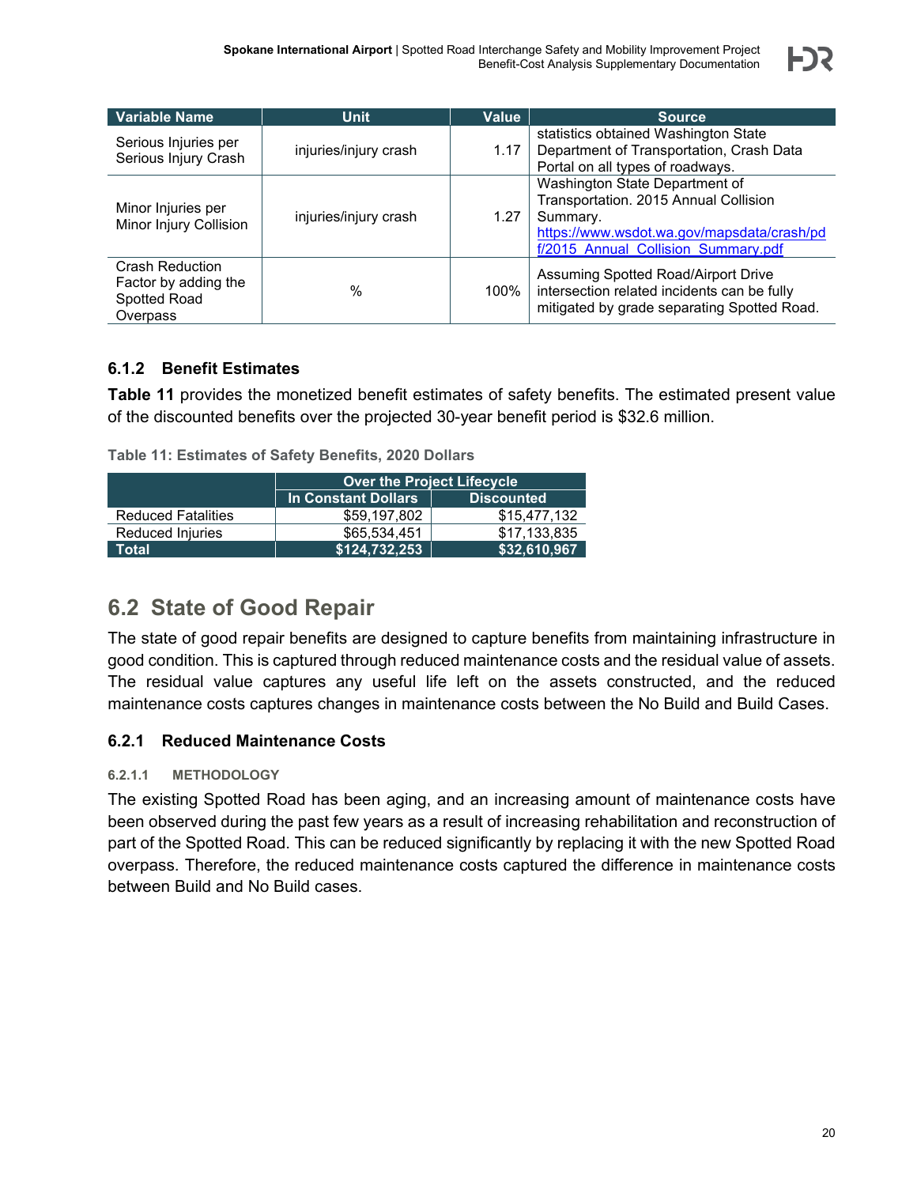| Variable Name | Unit | Value | Source |
|---|---|---|---|
| Serious Injuries per Serious Injury Crash | injuries/injury crash | 1.17 | statistics obtained Washington State Department of Transportation, Crash Data Portal on all types of roadways. |
| Minor Injuries per Minor Injury Collision | injuries/injury crash | 1.27 | Washington State Department of Transportation. 2015 Annual Collision Summary. https://www.wsdot.wa.gov/mapsdata/crash/pdf/2015_Annual_Collision_Summary.pdf |
| Crash Reduction Factor by adding the Spotted Road Overpass | % | 100% | Assuming Spotted Road/Airport Drive intersection related incidents can be fully mitigated by grade separating Spotted Road. |

### 6.1.2 Benefit Estimates

**Table 11** provides the monetized benefit estimates of safety benefits. The estimated present value of the discounted benefits over the projected 30-year benefit period is $32.6 million.

**Table 11: Estimates of Safety Benefits, 2020 Dollars**

| | Over the Project Lifecycle | |
|---|---|---|
| | In Constant Dollars | Discounted |
| Reduced Fatalities | $59,197,802 | $15,477,132 |
| Reduced Injuries | $65,534,451 | $17,133,835 |
| **Total** | **$124,732,253** | **$32,610,967** |

## 6.2 State of Good Repair

The state of good repair benefits are designed to capture benefits from maintaining infrastructure in good condition. This is captured through reduced maintenance costs and the residual value of assets. The residual value captures any useful life left on the assets constructed, and the reduced maintenance costs captures changes in maintenance costs between the No Build and Build Cases.

### 6.2.1 Reduced Maintenance Costs

#### 6.2.1.1 METHODOLOGY

The existing Spotted Road has been aging, and an increasing amount of maintenance costs have been observed during the past few years as a result of increasing rehabilitation and reconstruction of part of the Spotted Road. This can be reduced significantly by replacing it with the new Spotted Road overpass. Therefore, the reduced maintenance costs captured the difference in maintenance costs between Build and No Build cases.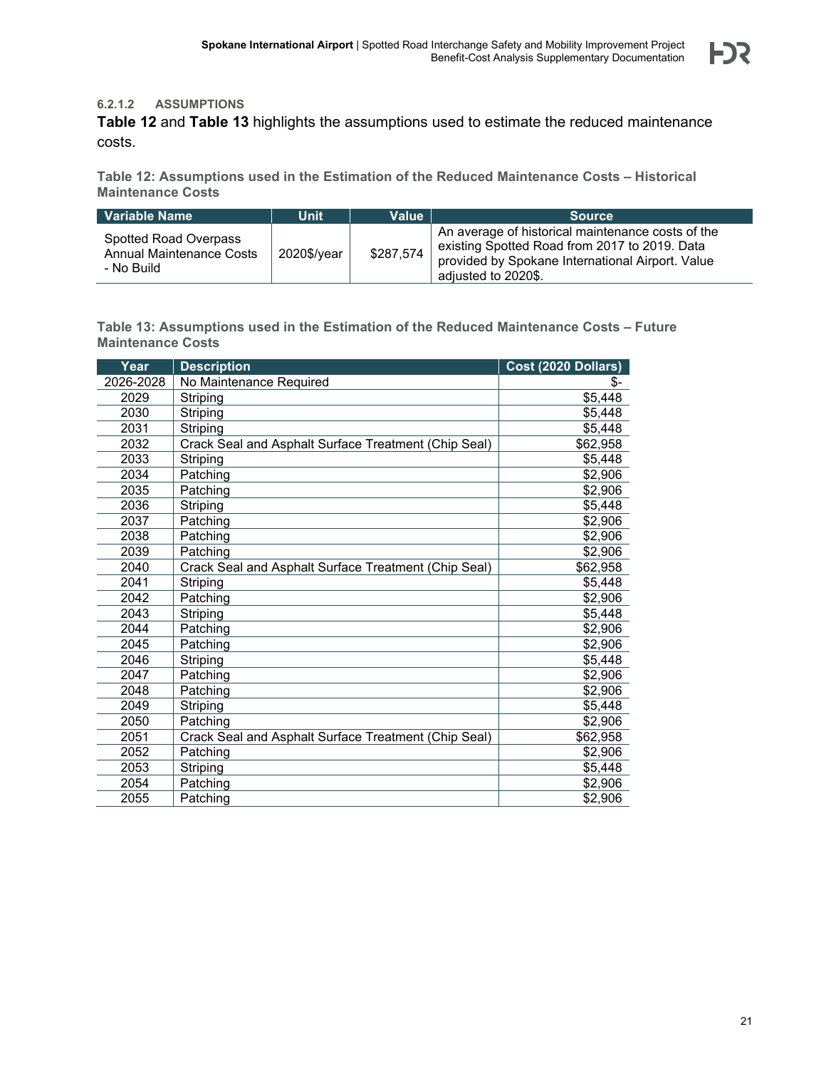#### 6.2.1.2 ASSUMPTIONS

**Table 12** and **Table 13** highlights the assumptions used to estimate the reduced maintenance costs.

**Table 12: Assumptions used in the Estimation of the Reduced Maintenance Costs – Historical Maintenance Costs**

| Variable Name | Unit | Value | Source |
|---|---|---|---|
| Spotted Road Overpass Annual Maintenance Costs - No Build | 2020$/year | $287,574 | An average of historical maintenance costs of the existing Spotted Road from 2017 to 2019. Data provided by Spokane International Airport. Value adjusted to 2020$. |

**Table 13: Assumptions used in the Estimation of the Reduced Maintenance Costs – Future Maintenance Costs**

| Year | Description | Cost (2020 Dollars) |
|---|---|---|
| 2026-2028 | No Maintenance Required | $- |
| 2029 | Striping | $5,448 |
| 2030 | Striping | $5,448 |
| 2031 | Striping | $5,448 |
| 2032 | Crack Seal and Asphalt Surface Treatment (Chip Seal) | $62,958 |
| 2033 | Striping | $5,448 |
| 2034 | Patching | $2,906 |
| 2035 | Patching | $2,906 |
| 2036 | Striping | $5,448 |
| 2037 | Patching | $2,906 |
| 2038 | Patching | $2,906 |
| 2039 | Patching | $2,906 |
| 2040 | Crack Seal and Asphalt Surface Treatment (Chip Seal) | $62,958 |
| 2041 | Striping | $5,448 |
| 2042 | Patching | $2,906 |
| 2043 | Striping | $5,448 |
| 2044 | Patching | $2,906 |
| 2045 | Patching | $2,906 |
| 2046 | Striping | $5,448 |
| 2047 | Patching | $2,906 |
| 2048 | Patching | $2,906 |
| 2049 | Striping | $5,448 |
| 2050 | Patching | $2,906 |
| 2051 | Crack Seal and Asphalt Surface Treatment (Chip Seal) | $62,958 |
| 2052 | Patching | $2,906 |
| 2053 | Striping | $5,448 |
| 2054 | Patching | $2,906 |
| 2055 | Patching | $2,906 |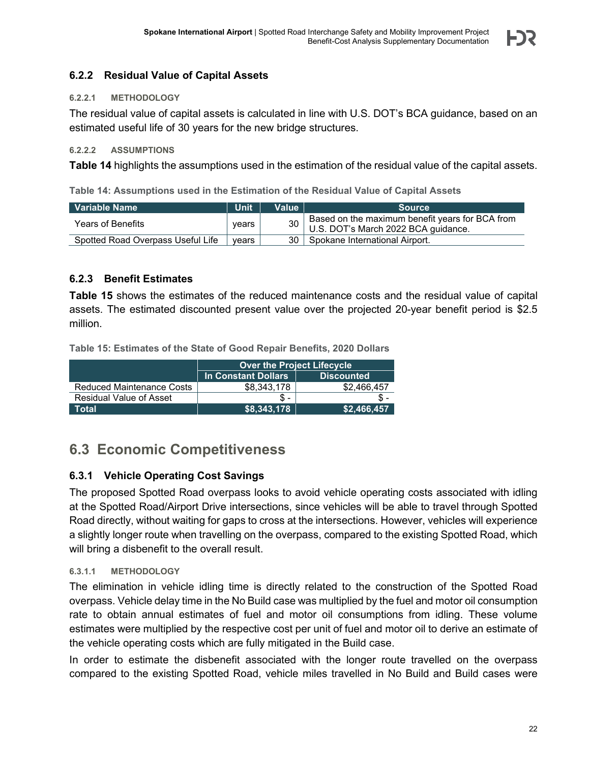### 6.2.2 Residual Value of Capital Assets

#### 6.2.2.1 METHODOLOGY

The residual value of capital assets is calculated in line with U.S. DOT's BCA guidance, based on an estimated useful life of 30 years for the new bridge structures.

#### 6.2.2.2 ASSUMPTIONS

**Table 14** highlights the assumptions used in the estimation of the residual value of the capital assets.

**Table 14: Assumptions used in the Estimation of the Residual Value of Capital Assets**

| Variable Name | Unit | Value | Source |
|---|---|---|---|
| Years of Benefits | years | 30 | Based on the maximum benefit years for BCA from U.S. DOT's March 2022 BCA guidance. |
| Spotted Road Overpass Useful Life | years | 30 | Spokane International Airport. |

### 6.2.3 Benefit Estimates

**Table 15** shows the estimates of the reduced maintenance costs and the residual value of capital assets. The estimated discounted present value over the projected 20-year benefit period is $2.5 million.

**Table 15: Estimates of the State of Good Repair Benefits, 2020 Dollars**

| | Over the Project Lifecycle | |
|---|---|---|
| | In Constant Dollars | Discounted |
| Reduced Maintenance Costs | $8,343,178 | $2,466,457 |
| Residual Value of Asset | $ - | $ - |
| **Total** | **$8,343,178** | **$2,466,457** |

## 6.3 Economic Competitiveness

### 6.3.1 Vehicle Operating Cost Savings

The proposed Spotted Road overpass looks to avoid vehicle operating costs associated with idling at the Spotted Road/Airport Drive intersections, since vehicles will be able to travel through Spotted Road directly, without waiting for gaps to cross at the intersections. However, vehicles will experience a slightly longer route when travelling on the overpass, compared to the existing Spotted Road, which will bring a disbenefit to the overall result.

#### 6.3.1.1 METHODOLOGY

The elimination in vehicle idling time is directly related to the construction of the Spotted Road overpass. Vehicle delay time in the No Build case was multiplied by the fuel and motor oil consumption rate to obtain annual estimates of fuel and motor oil consumptions from idling. These volume estimates were multiplied by the respective cost per unit of fuel and motor oil to derive an estimate of the vehicle operating costs which are fully mitigated in the Build case.

In order to estimate the disbenefit associated with the longer route travelled on the overpass compared to the existing Spotted Road, vehicle miles travelled in No Build and Build cases were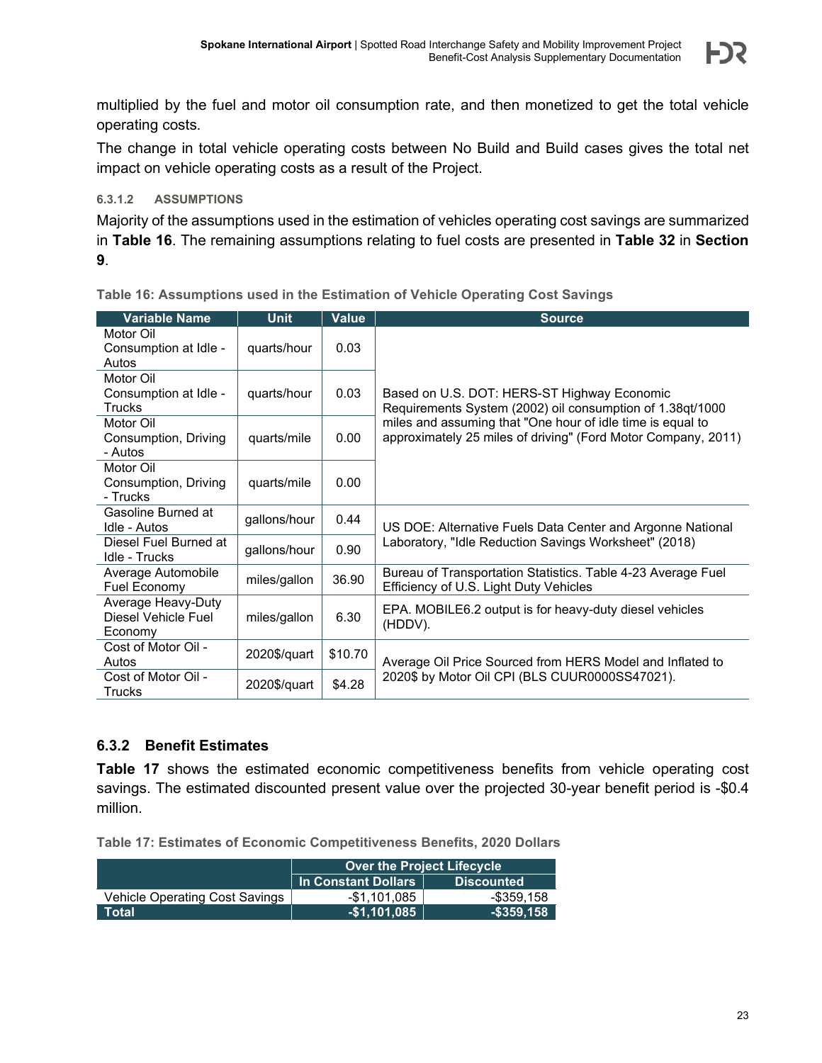multiplied by the fuel and motor oil consumption rate, and then monetized to get the total vehicle operating costs.

The change in total vehicle operating costs between No Build and Build cases gives the total net impact on vehicle operating costs as a result of the Project.

#### 6.3.1.2 ASSUMPTIONS

Majority of the assumptions used in the estimation of vehicles operating cost savings are summarized in **Table 16**. The remaining assumptions relating to fuel costs are presented in **Table 32** in **Section 9**.

**Table 16: Assumptions used in the Estimation of Vehicle Operating Cost Savings**

| Variable Name | Unit | Value | Source |
|---|---|---|---|
| Motor Oil Consumption at Idle - Autos | quarts/hour | 0.03 | Based on U.S. DOT: HERS-ST Highway Economic Requirements System (2002) oil consumption of 1.38qt/1000 miles and assuming that "One hour of idle time is equal to approximately 25 miles of driving" (Ford Motor Company, 2011) |
| Motor Oil Consumption at Idle - Trucks | quarts/hour | 0.03 | |
| Motor Oil Consumption, Driving - Autos | quarts/mile | 0.00 | |
| Motor Oil Consumption, Driving - Trucks | quarts/mile | 0.00 | |
| Gasoline Burned at Idle - Autos | gallons/hour | 0.44 | US DOE: Alternative Fuels Data Center and Argonne National Laboratory, "Idle Reduction Savings Worksheet" (2018) |
| Diesel Fuel Burned at Idle - Trucks | gallons/hour | 0.90 | |
| Average Automobile Fuel Economy | miles/gallon | 36.90 | Bureau of Transportation Statistics. Table 4-23 Average Fuel Efficiency of U.S. Light Duty Vehicles |
| Average Heavy-Duty Diesel Vehicle Fuel Economy | miles/gallon | 6.30 | EPA. MOBILE6.2 output is for heavy-duty diesel vehicles (HDDV). |
| Cost of Motor Oil - Autos | 2020$/quart | $10.70 | Average Oil Price Sourced from HERS Model and Inflated to 2020$ by Motor Oil CPI (BLS CUUR0000SS47021). |
| Cost of Motor Oil - Trucks | 2020$/quart | $4.28 | |

### 6.3.2 Benefit Estimates

**Table 17** shows the estimated economic competitiveness benefits from vehicle operating cost savings. The estimated discounted present value over the projected 30-year benefit period is -$0.4 million.

**Table 17: Estimates of Economic Competitiveness Benefits, 2020 Dollars**

| | Over the Project Lifecycle | |
|---|---|---|
| | In Constant Dollars | Discounted |
| Vehicle Operating Cost Savings | -$1,101,085 | -$359,158 |
| **Total** | **-$1,101,085** | **-$359,158** |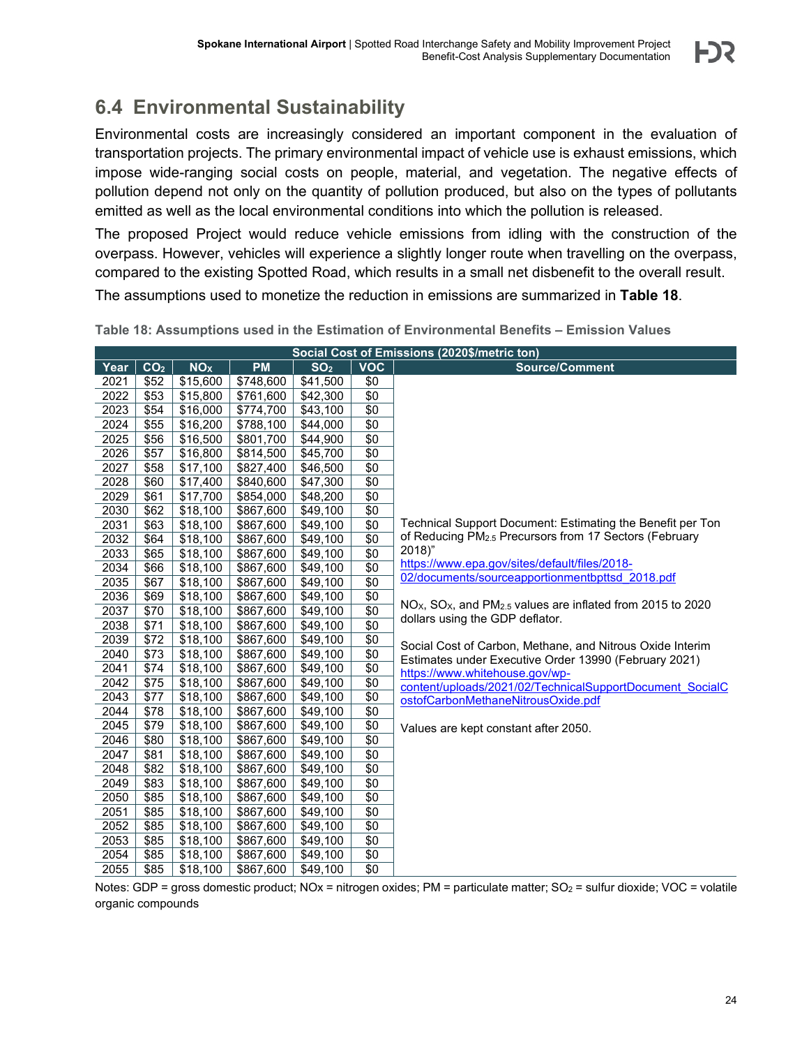## 6.4 Environmental Sustainability

Environmental costs are increasingly considered an important component in the evaluation of transportation projects. The primary environmental impact of vehicle use is exhaust emissions, which impose wide-ranging social costs on people, material, and vegetation. The negative effects of pollution depend not only on the quantity of pollution produced, but also on the types of pollutants emitted as well as the local environmental conditions into which the pollution is released.

The proposed Project would reduce vehicle emissions from idling with the construction of the overpass. However, vehicles will experience a slightly longer route when travelling on the overpass, compared to the existing Spotted Road, which results in a small net disbenefit to the overall result.

The assumptions used to monetize the reduction in emissions are summarized in **Table 18**.

**Table 18: Assumptions used in the Estimation of Environmental Benefits – Emission Values**

| Social Cost of Emissions (2020$/metric ton) | | | | | | |
|---|---|---|---|---|---|---|
| Year | $CO_2$ | $NO_X$ | PM | $SO_2$ | VOC | Source/Comment |
| 2021 | $52 | $15,600 | $748,600 | $41,500 | $0 | Technical Support Document: Estimating the Benefit per Ton of Reducing $PM_{2.5}$ Precursors from 17 Sectors (February 2018)" https://www.epa.gov/sites/default/files/2018-02/documents/sourceapportionmentbpttsd_2018.pdf <br><br> $NO_X$, $SO_X$, and $PM_{2.5}$ values are inflated from 2015 to 2020 dollars using the GDP deflator. <br><br> Social Cost of Carbon, Methane, and Nitrous Oxide Interim Estimates under Executive Order 13990 (February 2021) https://www.whitehouse.gov/wp-content/uploads/2021/02/TechnicalSupportDocument_SocialCostofCarbonMethaneNitrousOxide.pdf <br><br> Values are kept constant after 2050. |
| 2022 | $53 | $15,800 | $761,600 | $42,300 | $0 | |
| 2023 | $54 | $16,000 | $774,700 | $43,100 | $0 | |
| 2024 | $55 | $16,200 | $788,100 | $44,000 | $0 | |
| 2025 | $56 | $16,500 | $801,700 | $44,900 | $0 | |
| 2026 | $57 | $16,800 | $814,500 | $45,700 | $0 | |
| 2027 | $58 | $17,100 | $827,400 | $46,500 | $0 | |
| 2028 | $60 | $17,400 | $840,600 | $47,300 | $0 | |
| 2029 | $61 | $17,700 | $854,000 | $48,200 | $0 | |
| 2030 | $62 | $18,100 | $867,600 | $49,100 | $0 | |
| 2031 | $63 | $18,100 | $867,600 | $49,100 | $0 | |
| 2032 | $64 | $18,100 | $867,600 | $49,100 | $0 | |
| 2033 | $65 | $18,100 | $867,600 | $49,100 | $0 | |
| 2034 | $66 | $18,100 | $867,600 | $49,100 | $0 | |
| 2035 | $67 | $18,100 | $867,600 | $49,100 | $0 | |
| 2036 | $69 | $18,100 | $867,600 | $49,100 | $0 | |
| 2037 | $70 | $18,100 | $867,600 | $49,100 | $0 | |
| 2038 | $71 | $18,100 | $867,600 | $49,100 | $0 | |
| 2039 | $72 | $18,100 | $867,600 | $49,100 | $0 | |
| 2040 | $73 | $18,100 | $867,600 | $49,100 | $0 | |
| 2041 | $74 | $18,100 | $867,600 | $49,100 | $0 | |
| 2042 | $75 | $18,100 | $867,600 | $49,100 | $0 | |
| 2043 | $77 | $18,100 | $867,600 | $49,100 | $0 | |
| 2044 | $78 | $18,100 | $867,600 | $49,100 | $0 | |
| 2045 | $79 | $18,100 | $867,600 | $49,100 | $0 | |
| 2046 | $80 | $18,100 | $867,600 | $49,100 | $0 | |
| 2047 | $81 | $18,100 | $867,600 | $49,100 | $0 | |
| 2048 | $82 | $18,100 | $867,600 | $49,100 | $0 | |
| 2049 | $83 | $18,100 | $867,600 | $49,100 | $0 | |
| 2050 | $85 | $18,100 | $867,600 | $49,100 | $0 | |
| 2051 | $85 | $18,100 | $867,600 | $49,100 | $0 | |
| 2052 | $85 | $18,100 | $867,600 | $49,100 | $0 | |
| 2053 | $85 | $18,100 | $867,600 | $49,100 | $0 | |
| 2054 | $85 | $18,100 | $867,600 | $49,100 | $0 | |
| 2055 | $85 | $18,100 | $867,600 | $49,100 | $0 | |

Notes: GDP = gross domestic product; NOx = nitrogen oxides; PM = particulate matter; $SO_2$ = sulfur dioxide; VOC = volatile organic compounds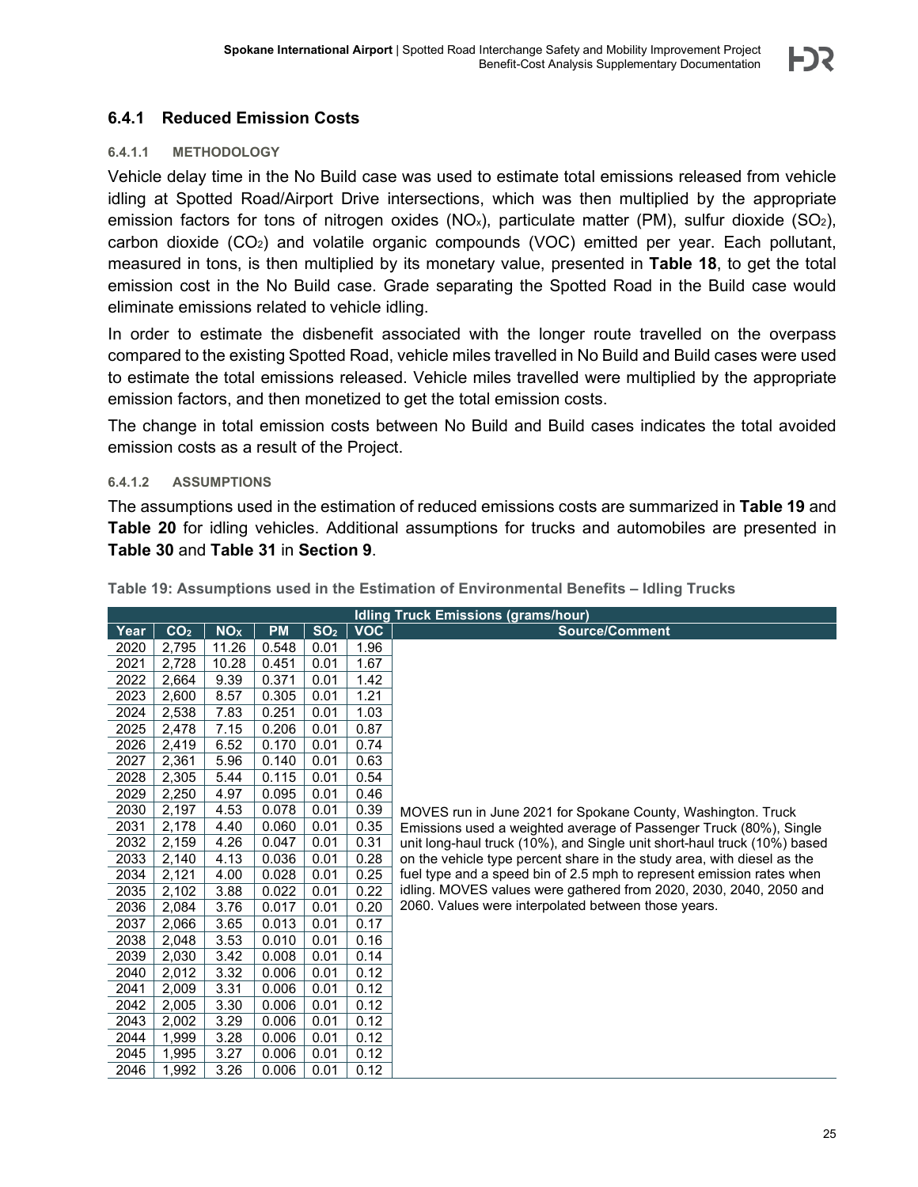### 6.4.1 Reduced Emission Costs

#### 6.4.1.1 METHODOLOGY

Vehicle delay time in the No Build case was used to estimate total emissions released from vehicle idling at Spotted Road/Airport Drive intersections, which was then multiplied by the appropriate emission factors for tons of nitrogen oxides ($NO_x$), particulate matter (PM), sulfur dioxide ($SO_2$), carbon dioxide ($CO_2$) and volatile organic compounds (VOC) emitted per year. Each pollutant, measured in tons, is then multiplied by its monetary value, presented in **Table 18**, to get the total emission cost in the No Build case. Grade separating the Spotted Road in the Build case would eliminate emissions related to vehicle idling.

In order to estimate the disbenefit associated with the longer route travelled on the overpass compared to the existing Spotted Road, vehicle miles travelled in No Build and Build cases were used to estimate the total emissions released. Vehicle miles travelled were multiplied by the appropriate emission factors, and then monetized to get the total emission costs.

The change in total emission costs between No Build and Build cases indicates the total avoided emission costs as a result of the Project.

#### 6.4.1.2 ASSUMPTIONS

The assumptions used in the estimation of reduced emissions costs are summarized in **Table 19** and **Table 20** for idling vehicles. Additional assumptions for trucks and automobiles are presented in **Table 30** and **Table 31** in **Section 9**.

**Table 19: Assumptions used in the Estimation of Environmental Benefits – Idling Trucks**

| Idling Truck Emissions (grams/hour) | | | | | | |
|---|---|---|---|---|---|---|
| Year | $CO_2$ | $NO_X$ | PM | $SO_2$ | VOC | Source/Comment |
| 2020 | 2,795 | 11.26 | 0.548 | 0.01 | 1.96 | MOVES run in June 2021 for Spokane County, Washington. Truck Emissions used a weighted average of Passenger Truck (80%), Single unit long-haul truck (10%), and Single unit short-haul truck (10%) based on the vehicle type percent share in the study area, with diesel as the fuel type and a speed bin of 2.5 mph to represent emission rates when idling. MOVES values were gathered from 2020, 2030, 2040, 2050 and 2060. Values were interpolated between those years. |
| 2021 | 2,728 | 10.28 | 0.451 | 0.01 | 1.67 | |
| 2022 | 2,664 | 9.39 | 0.371 | 0.01 | 1.42 | |
| 2023 | 2,600 | 8.57 | 0.305 | 0.01 | 1.21 | |
| 2024 | 2,538 | 7.83 | 0.251 | 0.01 | 1.03 | |
| 2025 | 2,478 | 7.15 | 0.206 | 0.01 | 0.87 | |
| 2026 | 2,419 | 6.52 | 0.170 | 0.01 | 0.74 | |
| 2027 | 2,361 | 5.96 | 0.140 | 0.01 | 0.63 | |
| 2028 | 2,305 | 5.44 | 0.115 | 0.01 | 0.54 | |
| 2029 | 2,250 | 4.97 | 0.095 | 0.01 | 0.46 | |
| 2030 | 2,197 | 4.53 | 0.078 | 0.01 | 0.39 | |
| 2031 | 2,178 | 4.40 | 0.060 | 0.01 | 0.35 | |
| 2032 | 2,159 | 4.26 | 0.047 | 0.01 | 0.31 | |
| 2033 | 2,140 | 4.13 | 0.036 | 0.01 | 0.28 | |
| 2034 | 2,121 | 4.00 | 0.028 | 0.01 | 0.25 | |
| 2035 | 2,102 | 3.88 | 0.022 | 0.01 | 0.22 | |
| 2036 | 2,084 | 3.76 | 0.017 | 0.01 | 0.20 | |
| 2037 | 2,066 | 3.65 | 0.013 | 0.01 | 0.17 | |
| 2038 | 2,048 | 3.53 | 0.010 | 0.01 | 0.16 | |
| 2039 | 2,030 | 3.42 | 0.008 | 0.01 | 0.14 | |
| 2040 | 2,012 | 3.32 | 0.006 | 0.01 | 0.12 | |
| 2041 | 2,009 | 3.31 | 0.006 | 0.01 | 0.12 | |
| 2042 | 2,005 | 3.30 | 0.006 | 0.01 | 0.12 | |
| 2043 | 2,002 | 3.29 | 0.006 | 0.01 | 0.12 | |
| 2044 | 1,999 | 3.28 | 0.006 | 0.01 | 0.12 | |
| 2045 | 1,995 | 3.27 | 0.006 | 0.01 | 0.12 | |
| 2046 | 1,992 | 3.26 | 0.006 | 0.01 | 0.12 | |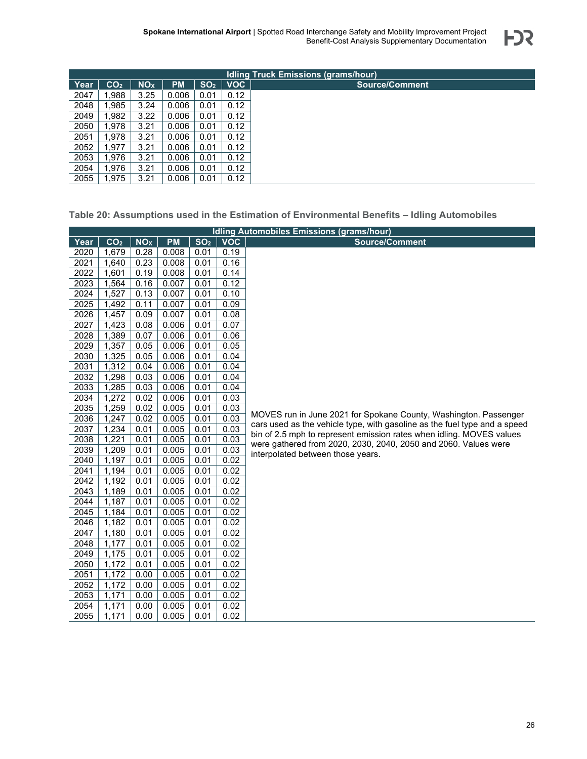| Idling Truck Emissions (grams/hour) | | | | | | |
|---|---|---|---|---|---|---|
| Year | $CO_2$ | $NO_X$ | PM | $SO_2$ | VOC | Source/Comment |
| 2047 | 1,988 | 3.25 | 0.006 | 0.01 | 0.12 | |
| 2048 | 1,985 | 3.24 | 0.006 | 0.01 | 0.12 | |
| 2049 | 1,982 | 3.22 | 0.006 | 0.01 | 0.12 | |
| 2050 | 1,978 | 3.21 | 0.006 | 0.01 | 0.12 | |
| 2051 | 1,978 | 3.21 | 0.006 | 0.01 | 0.12 | |
| 2052 | 1,977 | 3.21 | 0.006 | 0.01 | 0.12 | |
| 2053 | 1,976 | 3.21 | 0.006 | 0.01 | 0.12 | |
| 2054 | 1,976 | 3.21 | 0.006 | 0.01 | 0.12 | |
| 2055 | 1,975 | 3.21 | 0.006 | 0.01 | 0.12 | |

### Table 20: Assumptions used in the Estimation of Environmental Benefits – Idling Automobiles

| Idling Automobiles Emissions (grams/hour) | | | | | | |
|---|---|---|---|---|---|---|
| Year | $CO_2$ | $NO_X$ | PM | $SO_2$ | VOC | Source/Comment |
| 2020 | 1,679 | 0.28 | 0.008 | 0.01 | 0.19 | MOVES run in June 2021 for Spokane County, Washington. Passenger cars used as the vehicle type, with gasoline as the fuel type and a speed bin of 2.5 mph to represent emission rates when idling. MOVES values were gathered from 2020, 2030, 2040, 2050 and 2060. Values were interpolated between those years. |
| 2021 | 1,640 | 0.23 | 0.008 | 0.01 | 0.16 | |
| 2022 | 1,601 | 0.19 | 0.008 | 0.01 | 0.14 | |
| 2023 | 1,564 | 0.16 | 0.007 | 0.01 | 0.12 | |
| 2024 | 1,527 | 0.13 | 0.007 | 0.01 | 0.10 | |
| 2025 | 1,492 | 0.11 | 0.007 | 0.01 | 0.09 | |
| 2026 | 1,457 | 0.09 | 0.007 | 0.01 | 0.08 | |
| 2027 | 1,423 | 0.08 | 0.006 | 0.01 | 0.07 | |
| 2028 | 1,389 | 0.07 | 0.006 | 0.01 | 0.06 | |
| 2029 | 1,357 | 0.05 | 0.006 | 0.01 | 0.05 | |
| 2030 | 1,325 | 0.05 | 0.006 | 0.01 | 0.04 | |
| 2031 | 1,312 | 0.04 | 0.006 | 0.01 | 0.04 | |
| 2032 | 1,298 | 0.03 | 0.006 | 0.01 | 0.04 | |
| 2033 | 1,285 | 0.03 | 0.006 | 0.01 | 0.04 | |
| 2034 | 1,272 | 0.02 | 0.006 | 0.01 | 0.03 | |
| 2035 | 1,259 | 0.02 | 0.005 | 0.01 | 0.03 | |
| 2036 | 1,247 | 0.02 | 0.005 | 0.01 | 0.03 | |
| 2037 | 1,234 | 0.01 | 0.005 | 0.01 | 0.03 | |
| 2038 | 1,221 | 0.01 | 0.005 | 0.01 | 0.03 | |
| 2039 | 1,209 | 0.01 | 0.005 | 0.01 | 0.03 | |
| 2040 | 1,197 | 0.01 | 0.005 | 0.01 | 0.02 | |
| 2041 | 1,194 | 0.01 | 0.005 | 0.01 | 0.02 | |
| 2042 | 1,192 | 0.01 | 0.005 | 0.01 | 0.02 | |
| 2043 | 1,189 | 0.01 | 0.005 | 0.01 | 0.02 | |
| 2044 | 1,187 | 0.01 | 0.005 | 0.01 | 0.02 | |
| 2045 | 1,184 | 0.01 | 0.005 | 0.01 | 0.02 | |
| 2046 | 1,182 | 0.01 | 0.005 | 0.01 | 0.02 | |
| 2047 | 1,180 | 0.01 | 0.005 | 0.01 | 0.02 | |
| 2048 | 1,177 | 0.01 | 0.005 | 0.01 | 0.02 | |
| 2049 | 1,175 | 0.01 | 0.005 | 0.01 | 0.02 | |
| 2050 | 1,172 | 0.01 | 0.005 | 0.01 | 0.02 | |
| 2051 | 1,172 | 0.00 | 0.005 | 0.01 | 0.02 | |
| 2052 | 1,172 | 0.00 | 0.005 | 0.01 | 0.02 | |
| 2053 | 1,171 | 0.00 | 0.005 | 0.01 | 0.02 | |
| 2054 | 1,171 | 0.00 | 0.005 | 0.01 | 0.02 | |
| 2055 | 1,171 | 0.00 | 0.005 | 0.01 | 0.02 | |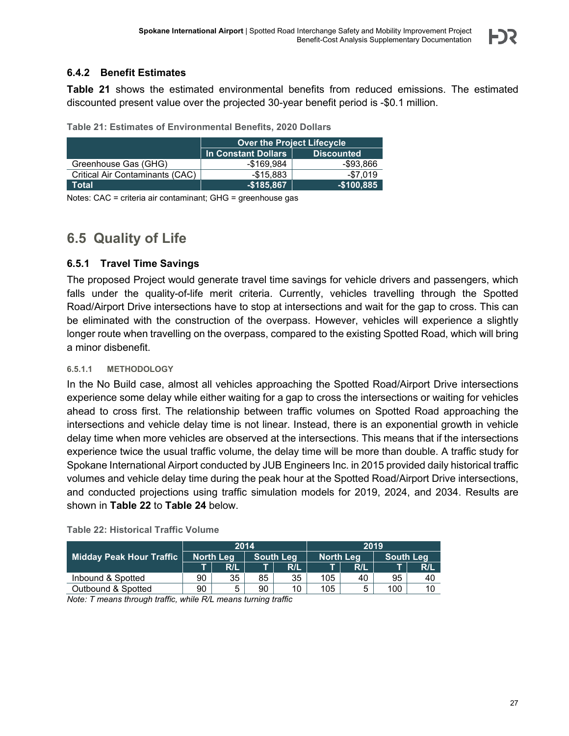### 6.4.2 Benefit Estimates

**Table 21** shows the estimated environmental benefits from reduced emissions. The estimated discounted present value over the projected 30-year benefit period is -$0.1 million.

**Table 21: Estimates of Environmental Benefits, 2020 Dollars**

| | Over the Project Lifecycle | |
|---|---|---|
| | In Constant Dollars | Discounted |
| Greenhouse Gas (GHG) | -$169,984 | -$93,866 |
| Critical Air Contaminants (CAC) | -$15,883 | -$7,019 |
| **Total** | **-$185,867** | **-$100,885** |

Notes: CAC = criteria air contaminant; GHG = greenhouse gas

## 6.5 Quality of Life

### 6.5.1 Travel Time Savings

The proposed Project would generate travel time savings for vehicle drivers and passengers, which falls under the quality-of-life merit criteria. Currently, vehicles travelling through the Spotted Road/Airport Drive intersections have to stop at intersections and wait for the gap to cross. This can be eliminated with the construction of the overpass. However, vehicles will experience a slightly longer route when travelling on the overpass, compared to the existing Spotted Road, which will bring a minor disbenefit.

#### 6.5.1.1 METHODOLOGY

In the No Build case, almost all vehicles approaching the Spotted Road/Airport Drive intersections experience some delay while either waiting for a gap to cross the intersections or waiting for vehicles ahead to cross first. The relationship between traffic volumes on Spotted Road approaching the intersections and vehicle delay time is not linear. Instead, there is an exponential growth in vehicle delay time when more vehicles are observed at the intersections. This means that if the intersections experience twice the usual traffic volume, the delay time will be more than double. A traffic study for Spokane International Airport conducted by JUB Engineers Inc. in 2015 provided daily historical traffic volumes and vehicle delay time during the peak hour at the Spotted Road/Airport Drive intersections, and conducted projections using traffic simulation models for 2019, 2024, and 2034. Results are shown in **Table 22** to **Table 24** below.

**Table 22: Historical Traffic Volume**

| Midday Peak Hour Traffic | 2014 | | | | 2019 | | | |
|---|---|---|---|---|---|---|---|---|
| | North Leg | | South Leg | | North Leg | | South Leg | |
| | T | R/L | T | R/L | T | R/L | T | R/L |
| Inbound & Spotted | 90 | 35 | 85 | 35 | 105 | 40 | 95 | 40 |
| Outbound & Spotted | 90 | 5 | 90 | 10 | 105 | 5 | 100 | 10 |

*Note: T means through traffic, while R/L means turning traffic*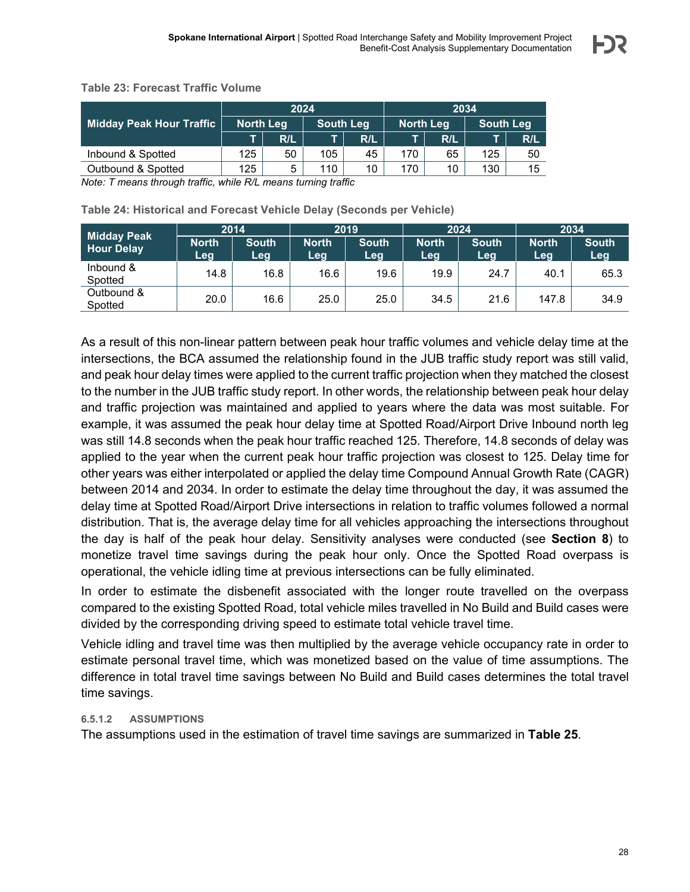**Table 23: Forecast Traffic Volume**

| Midday Peak Hour Traffic | 2024 | | | | 2034 | | | |
|---|---|---|---|---|---|---|---|---|
| | North Leg | | South Leg | | North Leg | | South Leg | |
| | T | R/L | T | R/L | T | R/L | T | R/L |
| Inbound & Spotted | 125 | 50 | 105 | 45 | 170 | 65 | 125 | 50 |
| Outbound & Spotted | 125 | 5 | 110 | 10 | 170 | 10 | 130 | 15 |

*Note: T means through traffic, while R/L means turning traffic*

**Table 24: Historical and Forecast Vehicle Delay (Seconds per Vehicle)**

| Midday Peak Hour Delay | 2014 | | 2019 | | 2024 | | 2034 | |
|---|---|---|---|---|---|---|---|---|
| | North Leg | South Leg | North Leg | South Leg | North Leg | South Leg | North Leg | South Leg |
| Inbound & Spotted | 14.8 | 16.8 | 16.6 | 19.6 | 19.9 | 24.7 | 40.1 | 65.3 |
| Outbound & Spotted | 20.0 | 16.6 | 25.0 | 25.0 | 34.5 | 21.6 | 147.8 | 34.9 |

As a result of this non-linear pattern between peak hour traffic volumes and vehicle delay time at the intersections, the BCA assumed the relationship found in the JUB traffic study report was still valid, and peak hour delay times were applied to the current traffic projection when they matched the closest to the number in the JUB traffic study report. In other words, the relationship between peak hour delay and traffic projection was maintained and applied to years where the data was most suitable. For example, it was assumed the peak hour delay time at Spotted Road/Airport Drive Inbound north leg was still 14.8 seconds when the peak hour traffic reached 125. Therefore, 14.8 seconds of delay was applied to the year when the current peak hour traffic projection was closest to 125. Delay time for other years was either interpolated or applied the delay time Compound Annual Growth Rate (CAGR) between 2014 and 2034. In order to estimate the delay time throughout the day, it was assumed the delay time at Spotted Road/Airport Drive intersections in relation to traffic volumes followed a normal distribution. That is, the average delay time for all vehicles approaching the intersections throughout the day is half of the peak hour delay. Sensitivity analyses were conducted (see **Section 8**) to monetize travel time savings during the peak hour only. Once the Spotted Road overpass is operational, the vehicle idling time at previous intersections can be fully eliminated.

In order to estimate the disbenefit associated with the longer route travelled on the overpass compared to the existing Spotted Road, total vehicle miles travelled in No Build and Build cases were divided by the corresponding driving speed to estimate total vehicle travel time.

Vehicle idling and travel time was then multiplied by the average vehicle occupancy rate in order to estimate personal travel time, which was monetized based on the value of time assumptions. The difference in total travel time savings between No Build and Build cases determines the total travel time savings.

#### 6.5.1.2 ASSUMPTIONS

The assumptions used in the estimation of travel time savings are summarized in **Table 25**.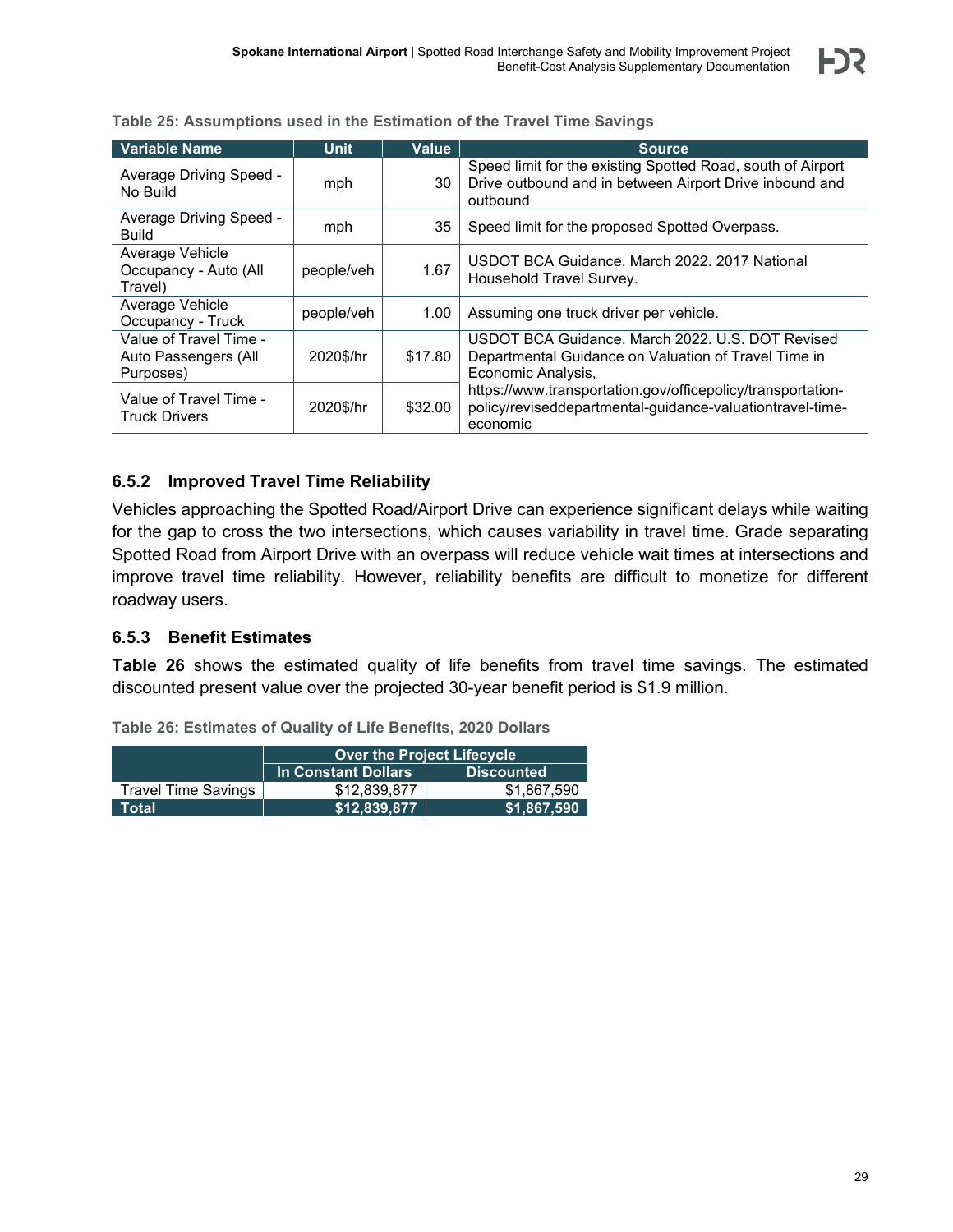Table 25: Assumptions used in the Estimation of the Travel Time Savings

| Variable Name | Unit | Value | Source |
|---|---|---|---|
| Average Driving Speed - No Build | mph | 30 | Speed limit for the existing Spotted Road, south of Airport Drive outbound and in between Airport Drive inbound and outbound |
| Average Driving Speed - Build | mph | 35 | Speed limit for the proposed Spotted Overpass. |
| Average Vehicle Occupancy - Auto (All Travel) | people/veh | 1.67 | USDOT BCA Guidance. March 2022. 2017 National Household Travel Survey. |
| Average Vehicle Occupancy - Truck | people/veh | 1.00 | Assuming one truck driver per vehicle. |
| Value of Travel Time - Auto Passengers (All Purposes) | 2020$/hr | $17.80 | USDOT BCA Guidance. March 2022. U.S. DOT Revised Departmental Guidance on Valuation of Travel Time in Economic Analysis, https://www.transportation.gov/officepolicy/transportation-policy/reviseddepartmental-guidance-valuationtravel-time-economic |
| Value of Travel Time - Truck Drivers | 2020$/hr | $32.00 | |

### 6.5.2 Improved Travel Time Reliability

Vehicles approaching the Spotted Road/Airport Drive can experience significant delays while waiting for the gap to cross the two intersections, which causes variability in travel time. Grade separating Spotted Road from Airport Drive with an overpass will reduce vehicle wait times at intersections and improve travel time reliability. However, reliability benefits are difficult to monetize for different roadway users.

### 6.5.3 Benefit Estimates

**Table 26** shows the estimated quality of life benefits from travel time savings. The estimated discounted present value over the projected 30-year benefit period is $1.9 million.

Table 26: Estimates of Quality of Life Benefits, 2020 Dollars

| | Over the Project Lifecycle | |
|---|---|---|
| | In Constant Dollars | Discounted |
| Travel Time Savings | $12,839,877 | $1,867,590 |
| **Total** | **$12,839,877** | **$1,867,590** |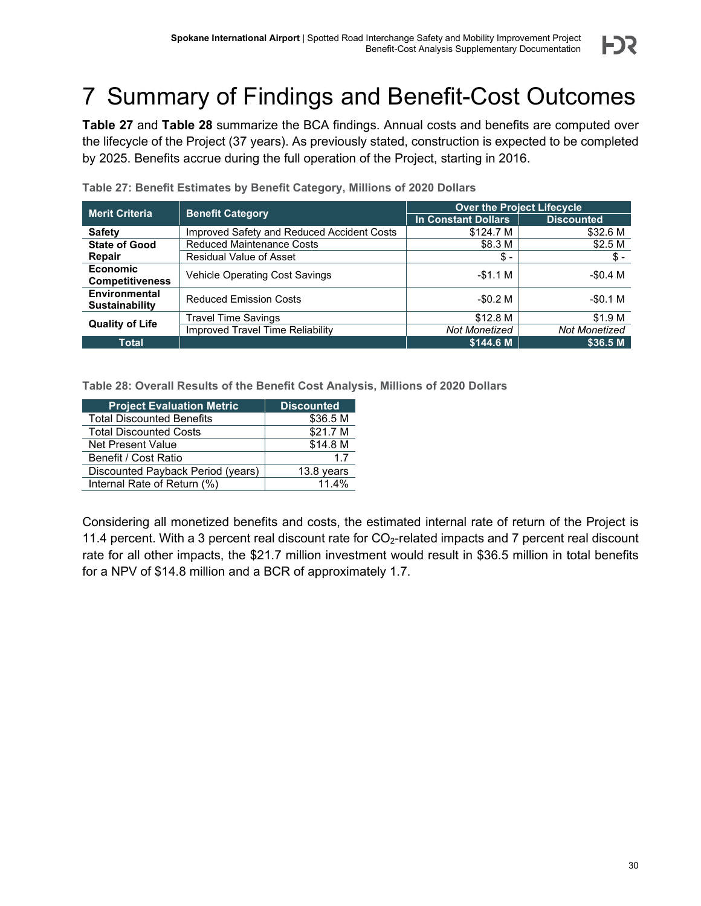# 7 Summary of Findings and Benefit-Cost Outcomes

**Table 27** and **Table 28** summarize the BCA findings. Annual costs and benefits are computed over the lifecycle of the Project (37 years). As previously stated, construction is expected to be completed by 2025. Benefits accrue during the full operation of the Project, starting in 2016.

**Table 27: Benefit Estimates by Benefit Category, Millions of 2020 Dollars**

| Merit Criteria | Benefit Category | Over the Project Lifecycle | |
|---|---|---|---|
| | | In Constant Dollars | Discounted |
| **Safety** | Improved Safety and Reduced Accident Costs | $124.7 M | $32.6 M |
| **State of Good Repair** | Reduced Maintenance Costs | $8.3 M | $2.5 M |
| | Residual Value of Asset | $ - | $ - |
| **Economic Competitiveness** | Vehicle Operating Cost Savings | -$1.1 M | -$0.4 M |
| **Environmental Sustainability** | Reduced Emission Costs | -$0.2 M | -$0.1 M |
| **Quality of Life** | Travel Time Savings | $12.8 M | $1.9 M |
| | Improved Travel Time Reliability | *Not Monetized* | *Not Monetized* |
| **Total** | | **$144.6 M** | **$36.5 M** |

**Table 28: Overall Results of the Benefit Cost Analysis, Millions of 2020 Dollars**

| Project Evaluation Metric | Discounted |
|---|---|
| Total Discounted Benefits | $36.5 M |
| Total Discounted Costs | $21.7 M |
| Net Present Value | $14.8 M |
| Benefit / Cost Ratio | 1.7 |
| Discounted Payback Period (years) | 13.8 years |
| Internal Rate of Return (%) | 11.4% |

Considering all monetized benefits and costs, the estimated internal rate of return of the Project is 11.4 percent. With a 3 percent real discount rate for $CO_2$-related impacts and 7 percent real discount rate for all other impacts, the $21.7 million investment would result in $36.5 million in total benefits for a NPV of $14.8 million and a BCR of approximately 1.7.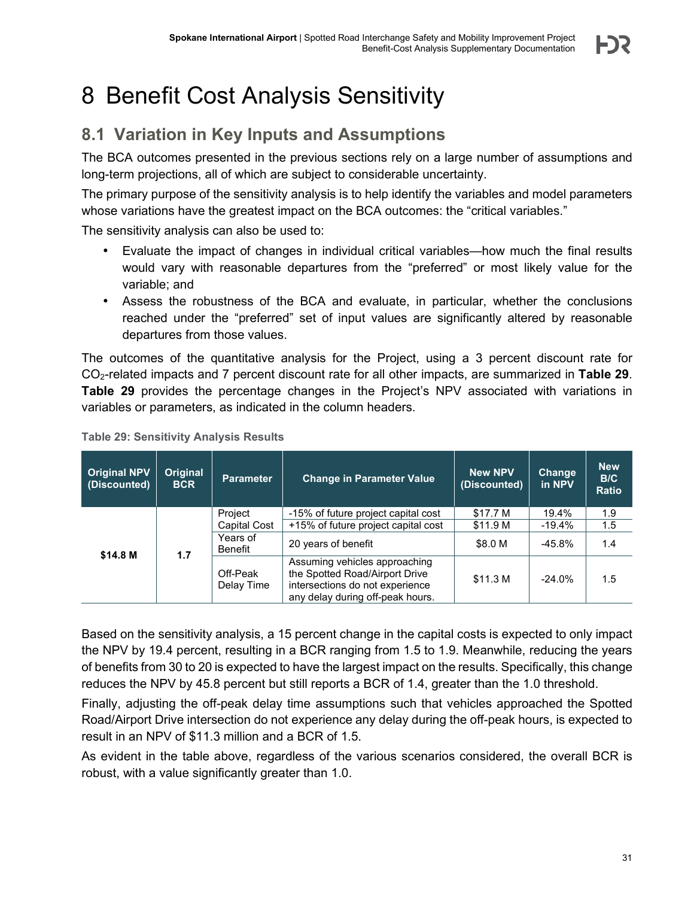# 8 Benefit Cost Analysis Sensitivity

## 8.1 Variation in Key Inputs and Assumptions

The BCA outcomes presented in the previous sections rely on a large number of assumptions and long-term projections, all of which are subject to considerable uncertainty.

The primary purpose of the sensitivity analysis is to help identify the variables and model parameters whose variations have the greatest impact on the BCA outcomes: the "critical variables."

The sensitivity analysis can also be used to:

- Evaluate the impact of changes in individual critical variables—how much the final results would vary with reasonable departures from the "preferred" or most likely value for the variable; and
- Assess the robustness of the BCA and evaluate, in particular, whether the conclusions reached under the "preferred" set of input values are significantly altered by reasonable departures from those values.

The outcomes of the quantitative analysis for the Project, using a 3 percent discount rate for $CO_2$-related impacts and 7 percent discount rate for all other impacts, are summarized in **Table 29**. **Table 29** provides the percentage changes in the Project's NPV associated with variations in variables or parameters, as indicated in the column headers.

**Table 29: Sensitivity Analysis Results**

| Original NPV (Discounted) | Original BCR | Parameter | Change in Parameter Value | New NPV (Discounted) | Change in NPV | New B/C Ratio |
|---|---|---|---|---|---|---|
| **$14.8 M** | **1.7** | Project Capital Cost | -15% of future project capital cost | $17.7 M | 19.4% | 1.9 |
| | | | +15% of future project capital cost | $11.9 M | -19.4% | 1.5 |
| | | Years of Benefit | 20 years of benefit | $8.0 M | -45.8% | 1.4 |
| | | Off-Peak Delay Time | Assuming vehicles approaching the Spotted Road/Airport Drive intersections do not experience any delay during off-peak hours. | $11.3 M | -24.0% | 1.5 |

Based on the sensitivity analysis, a 15 percent change in the capital costs is expected to only impact the NPV by 19.4 percent, resulting in a BCR ranging from 1.5 to 1.9. Meanwhile, reducing the years of benefits from 30 to 20 is expected to have the largest impact on the results. Specifically, this change reduces the NPV by 45.8 percent but still reports a BCR of 1.4, greater than the 1.0 threshold.

Finally, adjusting the off-peak delay time assumptions such that vehicles approached the Spotted Road/Airport Drive intersection do not experience any delay during the off-peak hours, is expected to result in an NPV of $11.3 million and a BCR of 1.5.

As evident in the table above, regardless of the various scenarios considered, the overall BCR is robust, with a value significantly greater than 1.0.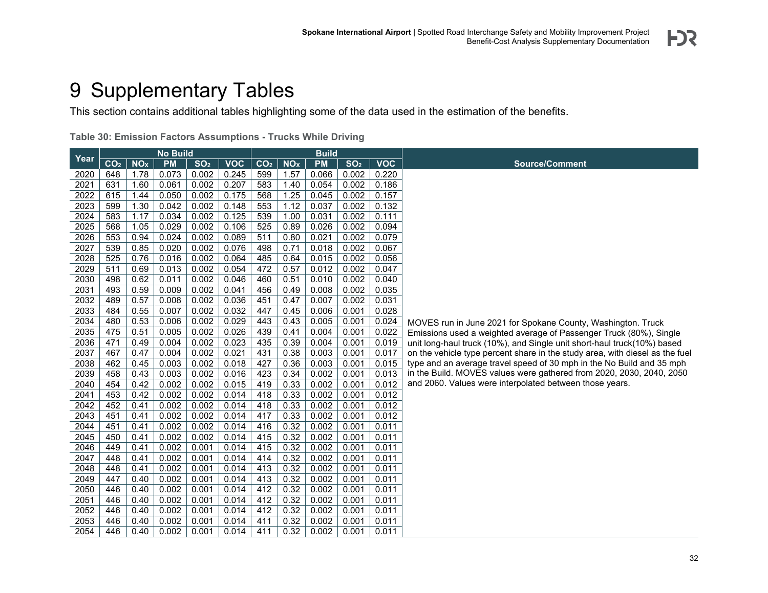# 9 Supplementary Tables

This section contains additional tables highlighting some of the data used in the estimation of the benefits.

**Table 30: Emission Factors Assumptions - Trucks While Driving**

| Year | No Build | | | | | Build | | | | | Source/Comment |
|---|---|---|---|---|---|---|---|---|---|---|---|
| | $CO_2$ | $NO_X$ | PM | $SO_2$ | VOC | $CO_2$ | $NO_X$ | PM | $SO_2$ | VOC | |
| 2020 | 648 | 1.78 | 0.073 | 0.002 | 0.245 | 599 | 1.57 | 0.066 | 0.002 | 0.220 | MOVES run in June 2021 for Spokane County, Washington. Truck Emissions used a weighted average of Passenger Truck (80%), Single unit long-haul truck (10%), and Single unit short-haul truck(10%) based on the vehicle type percent share in the study area, with diesel as the fuel type and an average travel speed of 30 mph in the No Build and 35 mph in the Build. MOVES values were gathered from 2020, 2030, 2040, 2050 and 2060. Values were interpolated between those years. |
| 2021 | 631 | 1.60 | 0.061 | 0.002 | 0.207 | 583 | 1.40 | 0.054 | 0.002 | 0.186 | |
| 2022 | 615 | 1.44 | 0.050 | 0.002 | 0.175 | 568 | 1.25 | 0.045 | 0.002 | 0.157 | |
| 2023 | 599 | 1.30 | 0.042 | 0.002 | 0.148 | 553 | 1.12 | 0.037 | 0.002 | 0.132 | |
| 2024 | 583 | 1.17 | 0.034 | 0.002 | 0.125 | 539 | 1.00 | 0.031 | 0.002 | 0.111 | |
| 2025 | 568 | 1.05 | 0.029 | 0.002 | 0.106 | 525 | 0.89 | 0.026 | 0.002 | 0.094 | |
| 2026 | 553 | 0.94 | 0.024 | 0.002 | 0.089 | 511 | 0.80 | 0.021 | 0.002 | 0.079 | |
| 2027 | 539 | 0.85 | 0.020 | 0.002 | 0.076 | 498 | 0.71 | 0.018 | 0.002 | 0.067 | |
| 2028 | 525 | 0.76 | 0.016 | 0.002 | 0.064 | 485 | 0.64 | 0.015 | 0.002 | 0.056 | |
| 2029 | 511 | 0.69 | 0.013 | 0.002 | 0.054 | 472 | 0.57 | 0.012 | 0.002 | 0.047 | |
| 2030 | 498 | 0.62 | 0.011 | 0.002 | 0.046 | 460 | 0.51 | 0.010 | 0.002 | 0.040 | |
| 2031 | 493 | 0.59 | 0.009 | 0.002 | 0.041 | 456 | 0.49 | 0.008 | 0.002 | 0.035 | |
| 2032 | 489 | 0.57 | 0.008 | 0.002 | 0.036 | 451 | 0.47 | 0.007 | 0.002 | 0.031 | |
| 2033 | 484 | 0.55 | 0.007 | 0.002 | 0.032 | 447 | 0.45 | 0.006 | 0.001 | 0.028 | |
| 2034 | 480 | 0.53 | 0.006 | 0.002 | 0.029 | 443 | 0.43 | 0.005 | 0.001 | 0.024 | |
| 2035 | 475 | 0.51 | 0.005 | 0.002 | 0.026 | 439 | 0.41 | 0.004 | 0.001 | 0.022 | |
| 2036 | 471 | 0.49 | 0.004 | 0.002 | 0.023 | 435 | 0.39 | 0.004 | 0.001 | 0.019 | |
| 2037 | 467 | 0.47 | 0.004 | 0.002 | 0.021 | 431 | 0.38 | 0.003 | 0.001 | 0.017 | |
| 2038 | 462 | 0.45 | 0.003 | 0.002 | 0.018 | 427 | 0.36 | 0.003 | 0.001 | 0.015 | |
| 2039 | 458 | 0.43 | 0.003 | 0.002 | 0.016 | 423 | 0.34 | 0.002 | 0.001 | 0.013 | |
| 2040 | 454 | 0.42 | 0.002 | 0.002 | 0.015 | 419 | 0.33 | 0.002 | 0.001 | 0.012 | |
| 2041 | 453 | 0.42 | 0.002 | 0.002 | 0.014 | 418 | 0.33 | 0.002 | 0.001 | 0.012 | |
| 2042 | 452 | 0.41 | 0.002 | 0.002 | 0.014 | 418 | 0.33 | 0.002 | 0.001 | 0.012 | |
| 2043 | 451 | 0.41 | 0.002 | 0.002 | 0.014 | 417 | 0.33 | 0.002 | 0.001 | 0.012 | |
| 2044 | 451 | 0.41 | 0.002 | 0.002 | 0.014 | 416 | 0.32 | 0.002 | 0.001 | 0.011 | |
| 2045 | 450 | 0.41 | 0.002 | 0.002 | 0.014 | 415 | 0.32 | 0.002 | 0.001 | 0.011 | |
| 2046 | 449 | 0.41 | 0.002 | 0.001 | 0.014 | 415 | 0.32 | 0.002 | 0.001 | 0.011 | |
| 2047 | 448 | 0.41 | 0.002 | 0.001 | 0.014 | 414 | 0.32 | 0.002 | 0.001 | 0.011 | |
| 2048 | 448 | 0.41 | 0.002 | 0.001 | 0.014 | 413 | 0.32 | 0.002 | 0.001 | 0.011 | |
| 2049 | 447 | 0.40 | 0.002 | 0.001 | 0.014 | 413 | 0.32 | 0.002 | 0.001 | 0.011 | |
| 2050 | 446 | 0.40 | 0.002 | 0.001 | 0.014 | 412 | 0.32 | 0.002 | 0.001 | 0.011 | |
| 2051 | 446 | 0.40 | 0.002 | 0.001 | 0.014 | 412 | 0.32 | 0.002 | 0.001 | 0.011 | |
| 2052 | 446 | 0.40 | 0.002 | 0.001 | 0.014 | 412 | 0.32 | 0.002 | 0.001 | 0.011 | |
| 2053 | 446 | 0.40 | 0.002 | 0.001 | 0.014 | 411 | 0.32 | 0.002 | 0.001 | 0.011 | |
| 2054 | 446 | 0.40 | 0.002 | 0.001 | 0.014 | 411 | 0.32 | 0.002 | 0.001 | 0.011 | |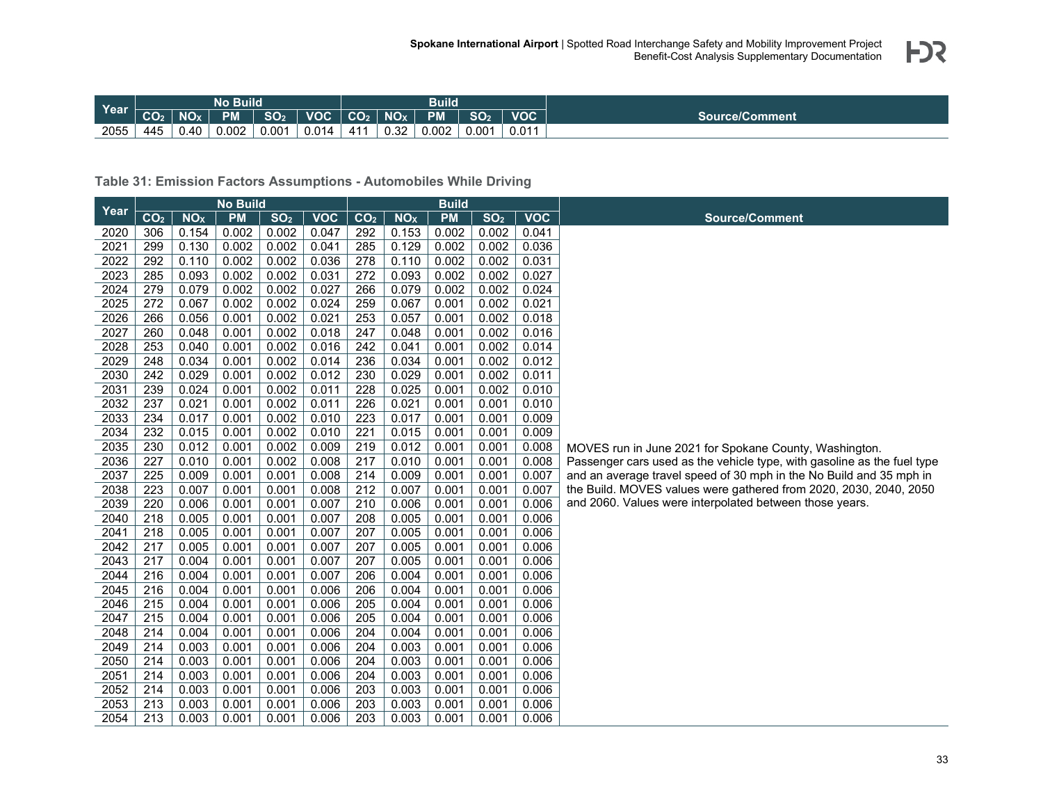| Year | No Build | | | | | Build | | | | | Source/Comment |
|---|---|---|---|---|---|---|---|---|---|---|---|
| | $CO_2$ | $NO_X$ | PM | $SO_2$ | VOC | $CO_2$ | $NO_X$ | PM | $SO_2$ | VOC | |
| 2055 | 445 | 0.40 | 0.002 | 0.001 | 0.014 | 411 | 0.32 | 0.002 | 0.001 | 0.011 | |

**Table 31: Emission Factors Assumptions - Automobiles While Driving**

| Year | No Build | | | | | Build | | | | | Source/Comment |
|---|---|---|---|---|---|---|---|---|---|---|---|
| | $CO_2$ | $NO_X$ | PM | $SO_2$ | VOC | $CO_2$ | $NO_X$ | PM | $SO_2$ | VOC | |
| 2020 | 306 | 0.154 | 0.002 | 0.002 | 0.047 | 292 | 0.153 | 0.002 | 0.002 | 0.041 | MOVES run in June 2021 for Spokane County, Washington. Passenger cars used as the vehicle type, with gasoline as the fuel type and an average travel speed of 30 mph in the No Build and 35 mph in the Build. MOVES values were gathered from 2020, 2030, 2040, 2050 and 2060. Values were interpolated between those years. |
| 2021 | 299 | 0.130 | 0.002 | 0.002 | 0.041 | 285 | 0.129 | 0.002 | 0.002 | 0.036 | |
| 2022 | 292 | 0.110 | 0.002 | 0.002 | 0.036 | 278 | 0.110 | 0.002 | 0.002 | 0.031 | |
| 2023 | 285 | 0.093 | 0.002 | 0.002 | 0.031 | 272 | 0.093 | 0.002 | 0.002 | 0.027 | |
| 2024 | 279 | 0.079 | 0.002 | 0.002 | 0.027 | 266 | 0.079 | 0.002 | 0.002 | 0.024 | |
| 2025 | 272 | 0.067 | 0.002 | 0.002 | 0.024 | 259 | 0.067 | 0.001 | 0.002 | 0.021 | |
| 2026 | 266 | 0.056 | 0.001 | 0.002 | 0.021 | 253 | 0.057 | 0.001 | 0.002 | 0.018 | |
| 2027 | 260 | 0.048 | 0.001 | 0.002 | 0.018 | 247 | 0.048 | 0.001 | 0.002 | 0.016 | |
| 2028 | 253 | 0.040 | 0.001 | 0.002 | 0.016 | 242 | 0.041 | 0.001 | 0.002 | 0.014 | |
| 2029 | 248 | 0.034 | 0.001 | 0.002 | 0.014 | 236 | 0.034 | 0.001 | 0.002 | 0.012 | |
| 2030 | 242 | 0.029 | 0.001 | 0.002 | 0.012 | 230 | 0.029 | 0.001 | 0.002 | 0.011 | |
| 2031 | 239 | 0.024 | 0.001 | 0.002 | 0.011 | 228 | 0.025 | 0.001 | 0.002 | 0.010 | |
| 2032 | 237 | 0.021 | 0.001 | 0.002 | 0.011 | 226 | 0.021 | 0.001 | 0.001 | 0.010 | |
| 2033 | 234 | 0.017 | 0.001 | 0.002 | 0.010 | 223 | 0.017 | 0.001 | 0.001 | 0.009 | |
| 2034 | 232 | 0.015 | 0.001 | 0.002 | 0.010 | 221 | 0.015 | 0.001 | 0.001 | 0.009 | |
| 2035 | 230 | 0.012 | 0.001 | 0.002 | 0.009 | 219 | 0.012 | 0.001 | 0.001 | 0.008 | |
| 2036 | 227 | 0.010 | 0.001 | 0.002 | 0.008 | 217 | 0.010 | 0.001 | 0.001 | 0.008 | |
| 2037 | 225 | 0.009 | 0.001 | 0.001 | 0.008 | 214 | 0.009 | 0.001 | 0.001 | 0.007 | |
| 2038 | 223 | 0.007 | 0.001 | 0.001 | 0.008 | 212 | 0.007 | 0.001 | 0.001 | 0.007 | |
| 2039 | 220 | 0.006 | 0.001 | 0.001 | 0.007 | 210 | 0.006 | 0.001 | 0.001 | 0.006 | |
| 2040 | 218 | 0.005 | 0.001 | 0.001 | 0.007 | 208 | 0.005 | 0.001 | 0.001 | 0.006 | |
| 2041 | 218 | 0.005 | 0.001 | 0.001 | 0.007 | 207 | 0.005 | 0.001 | 0.001 | 0.006 | |
| 2042 | 217 | 0.005 | 0.001 | 0.001 | 0.007 | 207 | 0.005 | 0.001 | 0.001 | 0.006 | |
| 2043 | 217 | 0.004 | 0.001 | 0.001 | 0.007 | 207 | 0.005 | 0.001 | 0.001 | 0.006 | |
| 2044 | 216 | 0.004 | 0.001 | 0.001 | 0.007 | 206 | 0.004 | 0.001 | 0.001 | 0.006 | |
| 2045 | 216 | 0.004 | 0.001 | 0.001 | 0.006 | 206 | 0.004 | 0.001 | 0.001 | 0.006 | |
| 2046 | 215 | 0.004 | 0.001 | 0.001 | 0.006 | 205 | 0.004 | 0.001 | 0.001 | 0.006 | |
| 2047 | 215 | 0.004 | 0.001 | 0.001 | 0.006 | 205 | 0.004 | 0.001 | 0.001 | 0.006 | |
| 2048 | 214 | 0.004 | 0.001 | 0.001 | 0.006 | 204 | 0.004 | 0.001 | 0.001 | 0.006 | |
| 2049 | 214 | 0.003 | 0.001 | 0.001 | 0.006 | 204 | 0.003 | 0.001 | 0.001 | 0.006 | |
| 2050 | 214 | 0.003 | 0.001 | 0.001 | 0.006 | 204 | 0.003 | 0.001 | 0.001 | 0.006 | |
| 2051 | 214 | 0.003 | 0.001 | 0.001 | 0.006 | 204 | 0.003 | 0.001 | 0.001 | 0.006 | |
| 2052 | 214 | 0.003 | 0.001 | 0.001 | 0.006 | 203 | 0.003 | 0.001 | 0.001 | 0.006 | |
| 2053 | 213 | 0.003 | 0.001 | 0.001 | 0.006 | 203 | 0.003 | 0.001 | 0.001 | 0.006 | |
| 2054 | 213 | 0.003 | 0.001 | 0.001 | 0.006 | 203 | 0.003 | 0.001 | 0.001 | 0.006 | |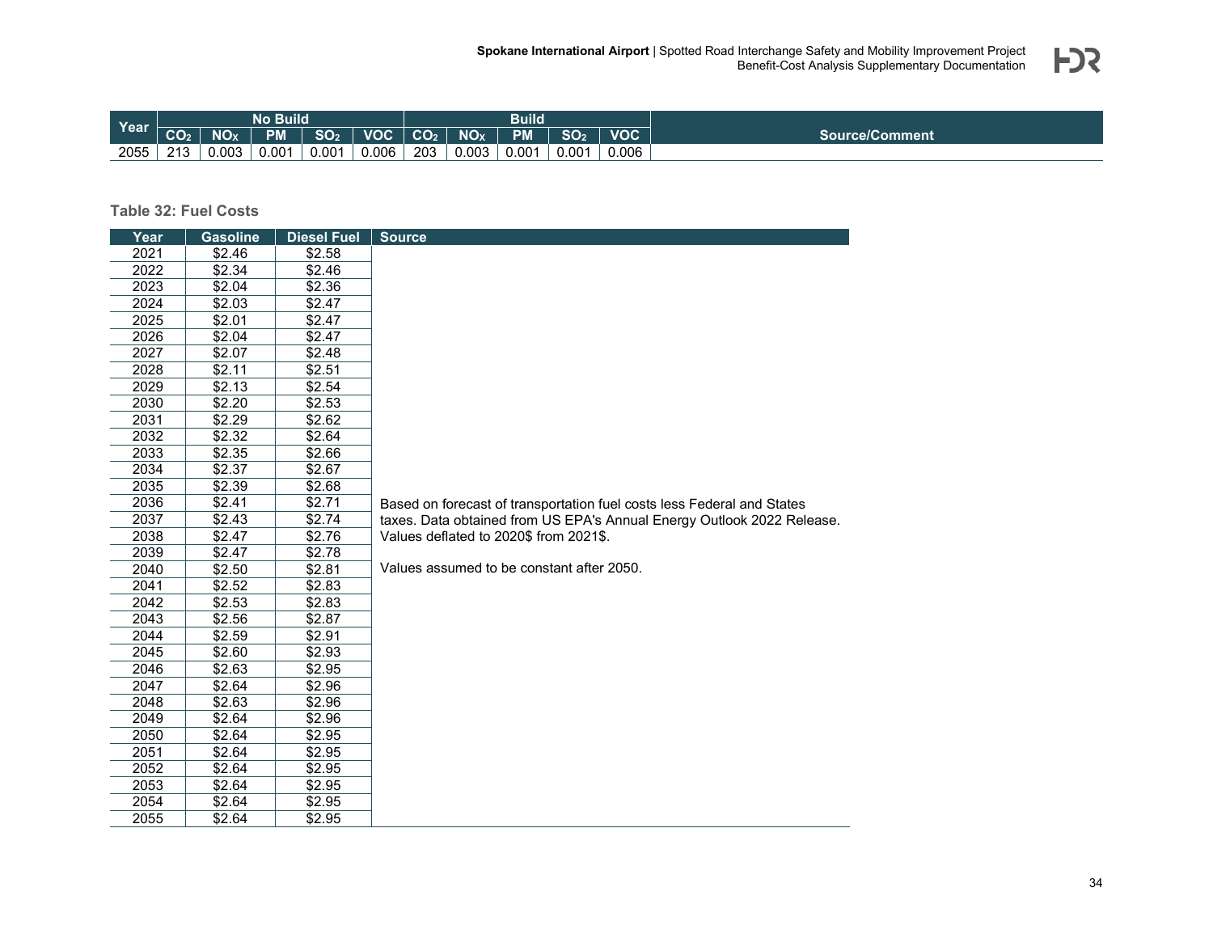| Year | No Build | | | | | Build | | | | | Source/Comment |
|---|---|---|---|---|---|---|---|---|---|---|---|
| | $CO_2$ | $NO_X$ | PM | $SO_2$ | VOC | $CO_2$ | $NO_X$ | PM | $SO_2$ | VOC | |
| 2055 | 213 | 0.003 | 0.001 | 0.001 | 0.006 | 203 | 0.003 | 0.001 | 0.001 | 0.006 | |

### Table 32: Fuel Costs

| Year | Gasoline | Diesel Fuel | Source |
|---|---|---|---|
| 2021 | $2.46 | $2.58 | Based on forecast of transportation fuel costs less Federal and States taxes. Data obtained from US EPA's Annual Energy Outlook 2022 Release. Values deflated to 2020$ from 2021$. Values assumed to be constant after 2050. |
| 2022 | $2.34 | $2.46 | |
| 2023 | $2.04 | $2.36 | |
| 2024 | $2.03 | $2.47 | |
| 2025 | $2.01 | $2.47 | |
| 2026 | $2.04 | $2.47 | |
| 2027 | $2.07 | $2.48 | |
| 2028 | $2.11 | $2.51 | |
| 2029 | $2.13 | $2.54 | |
| 2030 | $2.20 | $2.53 | |
| 2031 | $2.29 | $2.62 | |
| 2032 | $2.32 | $2.64 | |
| 2033 | $2.35 | $2.66 | |
| 2034 | $2.37 | $2.67 | |
| 2035 | $2.39 | $2.68 | |
| 2036 | $2.41 | $2.71 | |
| 2037 | $2.43 | $2.74 | |
| 2038 | $2.47 | $2.76 | |
| 2039 | $2.47 | $2.78 | |
| 2040 | $2.50 | $2.81 | |
| 2041 | $2.52 | $2.83 | |
| 2042 | $2.53 | $2.83 | |
| 2043 | $2.56 | $2.87 | |
| 2044 | $2.59 | $2.91 | |
| 2045 | $2.60 | $2.93 | |
| 2046 | $2.63 | $2.95 | |
| 2047 | $2.64 | $2.96 | |
| 2048 | $2.63 | $2.96 | |
| 2049 | $2.64 | $2.96 | |
| 2050 | $2.64 | $2.95 | |
| 2051 | $2.64 | $2.95 | |
| 2052 | $2.64 | $2.95 | |
| 2053 | $2.64 | $2.95 | |
| 2054 | $2.64 | $2.95 | |
| 2055 | $2.64 | $2.95 | |